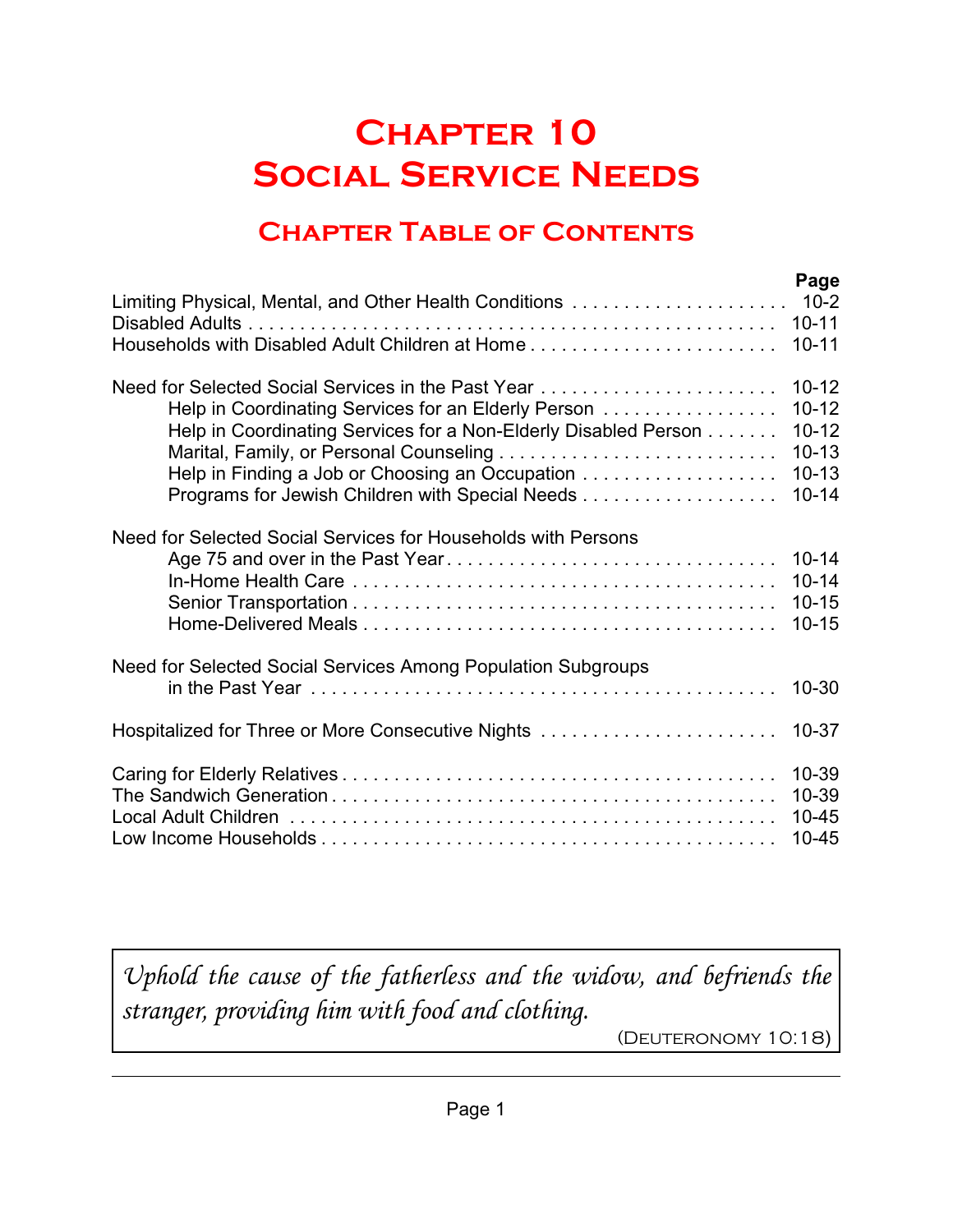# Chapter 10
# Social Service Needs

## Chapter Table of Contents

| | Page |
|---|---|
| Limiting Physical, Mental, and Other Health Conditions | 10-2 |
| Disabled Adults | 10-11 |
| Households with Disabled Adult Children at Home | 10-11 |
| | |
| Need for Selected Social Services in the Past Year | 10-12 |
| Help in Coordinating Services for an Elderly Person | 10-12 |
| Help in Coordinating Services for a Non-Elderly Disabled Person | 10-12 |
| Marital, Family, or Personal Counseling | 10-13 |
| Help in Finding a Job or Choosing an Occupation | 10-13 |
| Programs for Jewish Children with Special Needs | 10-14 |
| | |
| Need for Selected Social Services for Households with Persons Age 75 and over in the Past Year | 10-14 |
| In-Home Health Care | 10-14 |
| Senior Transportation | 10-15 |
| Home-Delivered Meals | 10-15 |
| | |
| Need for Selected Social Services Among Population Subgroups in the Past Year | 10-30 |
| | |
| Hospitalized for Three or More Consecutive Nights | 10-37 |
| | |
| Caring for Elderly Relatives | 10-39 |
| The Sandwich Generation | 10-39 |
| Local Adult Children | 10-45 |
| Low Income Households | 10-45 |

> *Uphold the cause of the fatherless and the widow, and befriends the stranger, providing him with food and clothing.*
>
> (Deuteronomy 10:18)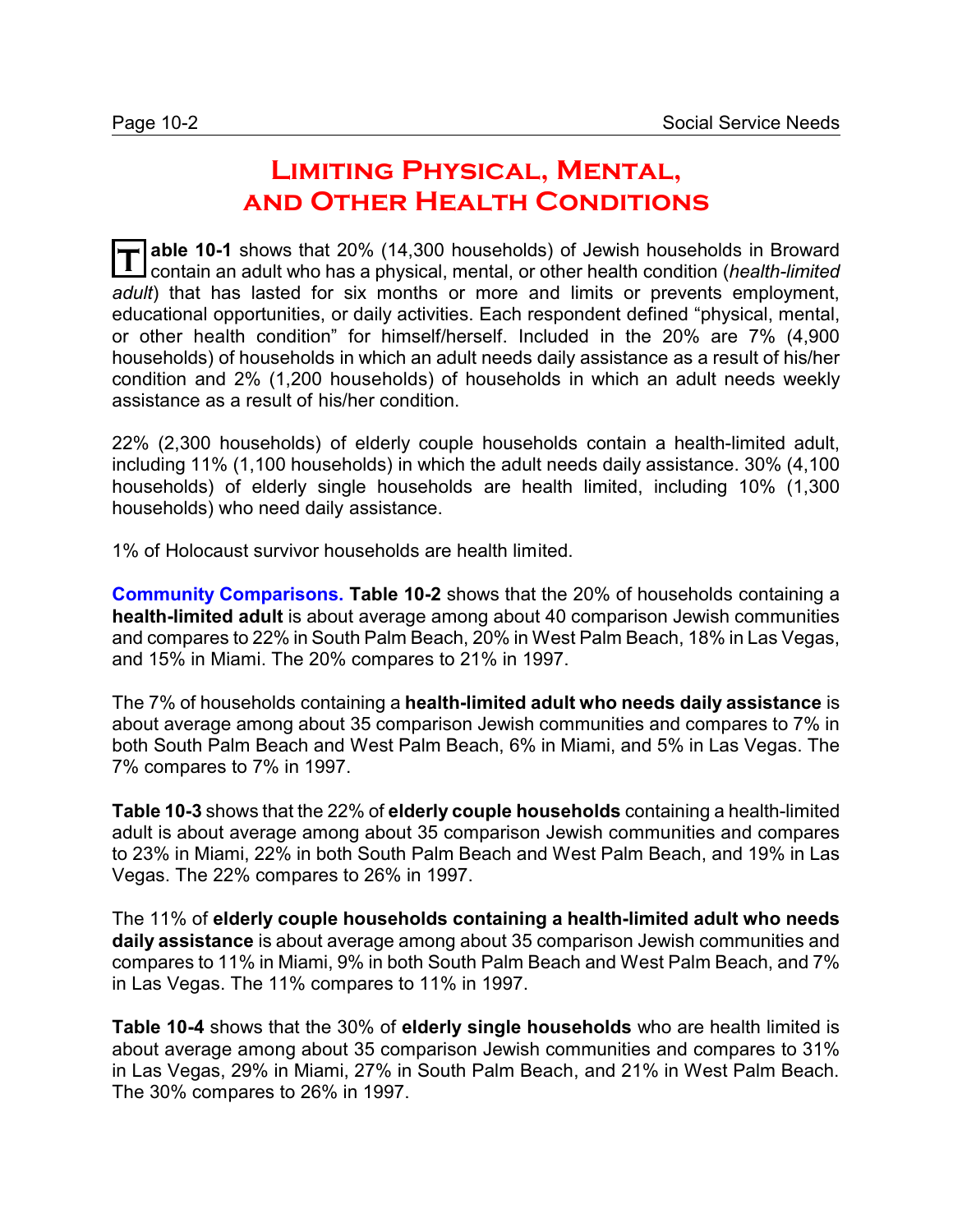# Limiting Physical, Mental, and Other Health Conditions

**Table 10-1** shows that 20% (14,300 households) of Jewish households in Broward contain an adult who has a physical, mental, or other health condition (*health-limited adult*) that has lasted for six months or more and limits or prevents employment, educational opportunities, or daily activities. Each respondent defined "physical, mental, or other health condition" for himself/herself. Included in the 20% are 7% (4,900 households) of households in which an adult needs daily assistance as a result of his/her condition and 2% (1,200 households) of households in which an adult needs weekly assistance as a result of his/her condition.

22% (2,300 households) of elderly couple households contain a health-limited adult, including 11% (1,100 households) in which the adult needs daily assistance. 30% (4,100 households) of elderly single households are health limited, including 10% (1,300 households) who need daily assistance.

1% of Holocaust survivor households are health limited.

**Community Comparisons. Table 10-2** shows that the 20% of households containing a **health-limited adult** is about average among about 40 comparison Jewish communities and compares to 22% in South Palm Beach, 20% in West Palm Beach, 18% in Las Vegas, and 15% in Miami. The 20% compares to 21% in 1997.

The 7% of households containing a **health-limited adult who needs daily assistance** is about average among about 35 comparison Jewish communities and compares to 7% in both South Palm Beach and West Palm Beach, 6% in Miami, and 5% in Las Vegas. The 7% compares to 7% in 1997.

**Table 10-3** shows that the 22% of **elderly couple households** containing a health-limited adult is about average among about 35 comparison Jewish communities and compares to 23% in Miami, 22% in both South Palm Beach and West Palm Beach, and 19% in Las Vegas. The 22% compares to 26% in 1997.

The 11% of **elderly couple households containing a health-limited adult who needs daily assistance** is about average among about 35 comparison Jewish communities and compares to 11% in Miami, 9% in both South Palm Beach and West Palm Beach, and 7% in Las Vegas. The 11% compares to 11% in 1997.

**Table 10-4** shows that the 30% of **elderly single households** who are health limited is about average among about 35 comparison Jewish communities and compares to 31% in Las Vegas, 29% in Miami, 27% in South Palm Beach, and 21% in West Palm Beach. The 30% compares to 26% in 1997.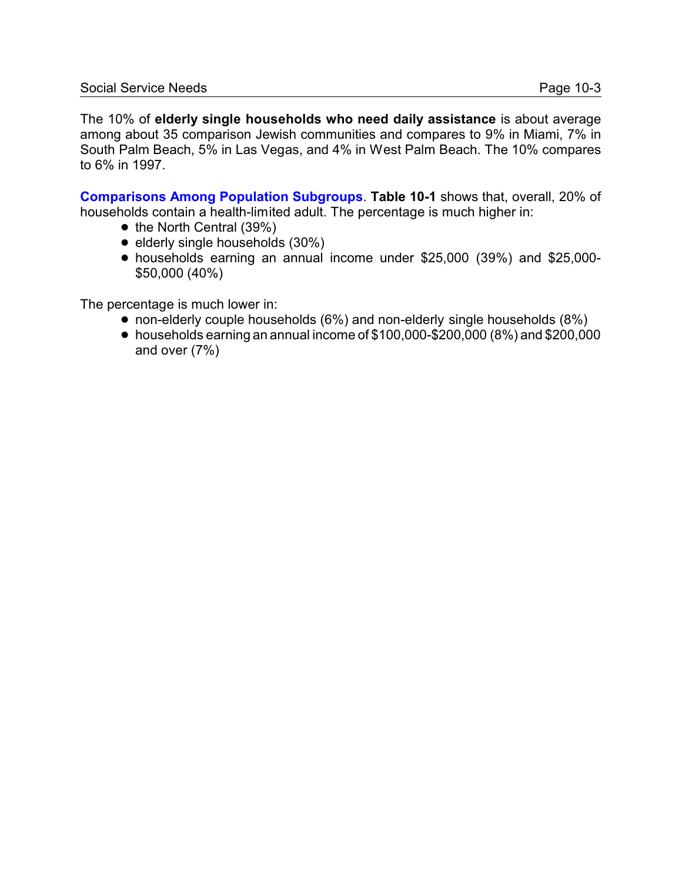The 10% of **elderly single households who need daily assistance** is about average among about 35 comparison Jewish communities and compares to 9% in Miami, 7% in South Palm Beach, 5% in Las Vegas, and 4% in West Palm Beach. The 10% compares to 6% in 1997.

**Comparisons Among Population Subgroups**. **Table 10-1** shows that, overall, 20% of households contain a health-limited adult. The percentage is much higher in:

- the North Central (39%)
- elderly single households (30%)
- households earning an annual income under $25,000 (39%) and $25,000-$50,000 (40%)

The percentage is much lower in:

- non-elderly couple households (6%) and non-elderly single households (8%)
- households earning an annual income of $100,000-$200,000 (8%) and $200,000 and over (7%)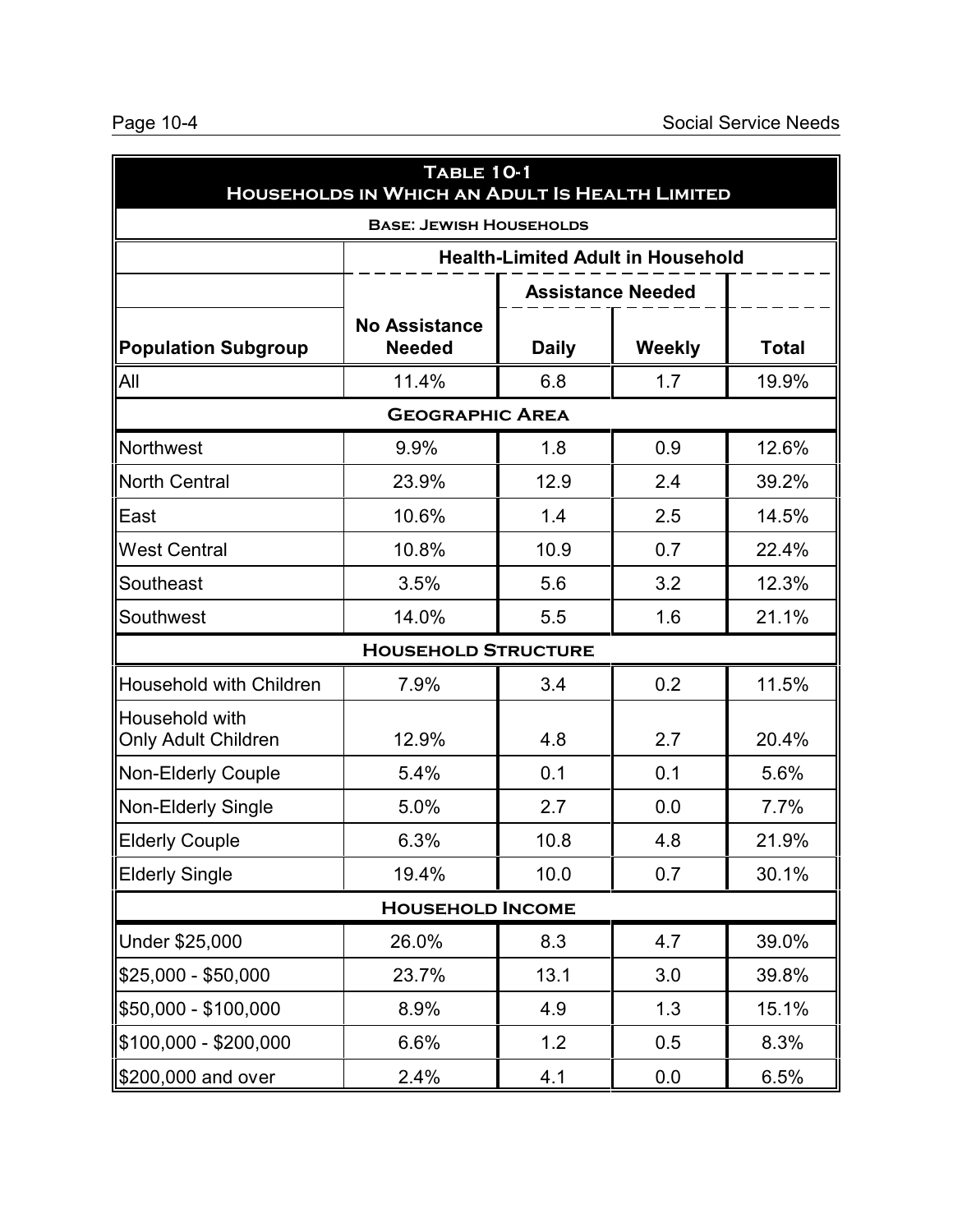**Table 10-1**
**Households in Which an Adult Is Health Limited**

**Base: Jewish Households**

| Population Subgroup | Health-Limited Adult in Household | | | |
|---|---|---|---|---|
| | | Assistance Needed | | |
| | No Assistance Needed | Daily | Weekly | Total |
| All | 11.4% | 6.8 | 1.7 | 19.9% |
| **Geographic Area** | | | | |
| Northwest | 9.9% | 1.8 | 0.9 | 12.6% |
| North Central | 23.9% | 12.9 | 2.4 | 39.2% |
| East | 10.6% | 1.4 | 2.5 | 14.5% |
| West Central | 10.8% | 10.9 | 0.7 | 22.4% |
| Southeast | 3.5% | 5.6 | 3.2 | 12.3% |
| Southwest | 14.0% | 5.5 | 1.6 | 21.1% |
| **Household Structure** | | | | |
| Household with Children | 7.9% | 3.4 | 0.2 | 11.5% |
| Household with Only Adult Children | 12.9% | 4.8 | 2.7 | 20.4% |
| Non-Elderly Couple | 5.4% | 0.1 | 0.1 | 5.6% |
| Non-Elderly Single | 5.0% | 2.7 | 0.0 | 7.7% |
| Elderly Couple | 6.3% | 10.8 | 4.8 | 21.9% |
| Elderly Single | 19.4% | 10.0 | 0.7 | 30.1% |
| **Household Income** | | | | |
| Under $25,000 | 26.0% | 8.3 | 4.7 | 39.0% |
| $25,000 - $50,000 | 23.7% | 13.1 | 3.0 | 39.8% |
| $50,000 - $100,000 | 8.9% | 4.9 | 1.3 | 15.1% |
| $100,000 - $200,000 | 6.6% | 1.2 | 0.5 | 8.3% |
| $200,000 and over | 2.4% | 4.1 | 0.0 | 6.5% |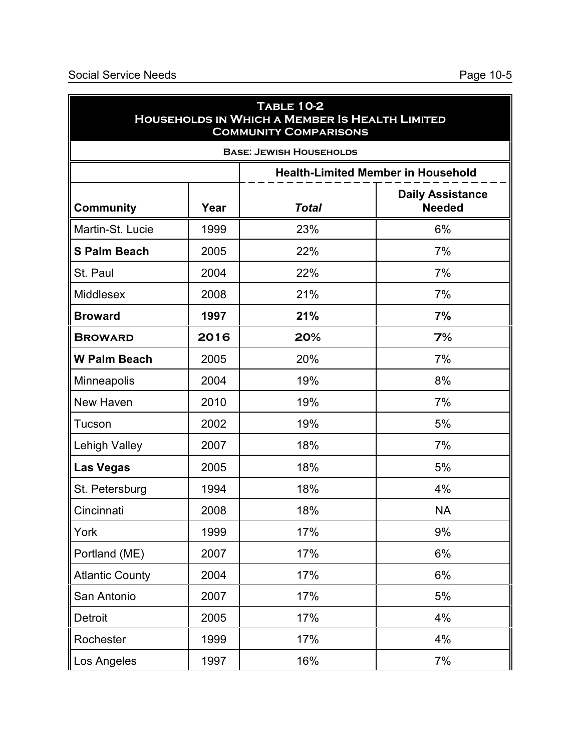## Table 10-2
## Households in Which a Member Is Health Limited
## Community Comparisons

**Base: Jewish Households**

| | | Health-Limited Member in Household | |
|---|---|---|---|
| **Community** | **Year** | ***Total*** | **Daily Assistance Needed** |
| Martin-St. Lucie | 1999 | 23% | 6% |
| **S Palm Beach** | 2005 | 22% | 7% |
| St. Paul | 2004 | 22% | 7% |
| Middlesex | 2008 | 21% | 7% |
| **Broward** | **1997** | **21%** | **7%** |
| **Broward** | **2016** | **20%** | **7%** |
| **W Palm Beach** | 2005 | 20% | 7% |
| Minneapolis | 2004 | 19% | 8% |
| New Haven | 2010 | 19% | 7% |
| Tucson | 2002 | 19% | 5% |
| Lehigh Valley | 2007 | 18% | 7% |
| **Las Vegas** | 2005 | 18% | 5% |
| St. Petersburg | 1994 | 18% | 4% |
| Cincinnati | 2008 | 18% | NA |
| York | 1999 | 17% | 9% |
| Portland (ME) | 2007 | 17% | 6% |
| Atlantic County | 2004 | 17% | 6% |
| San Antonio | 2007 | 17% | 5% |
| Detroit | 2005 | 17% | 4% |
| Rochester | 1999 | 17% | 4% |
| Los Angeles | 1997 | 16% | 7% |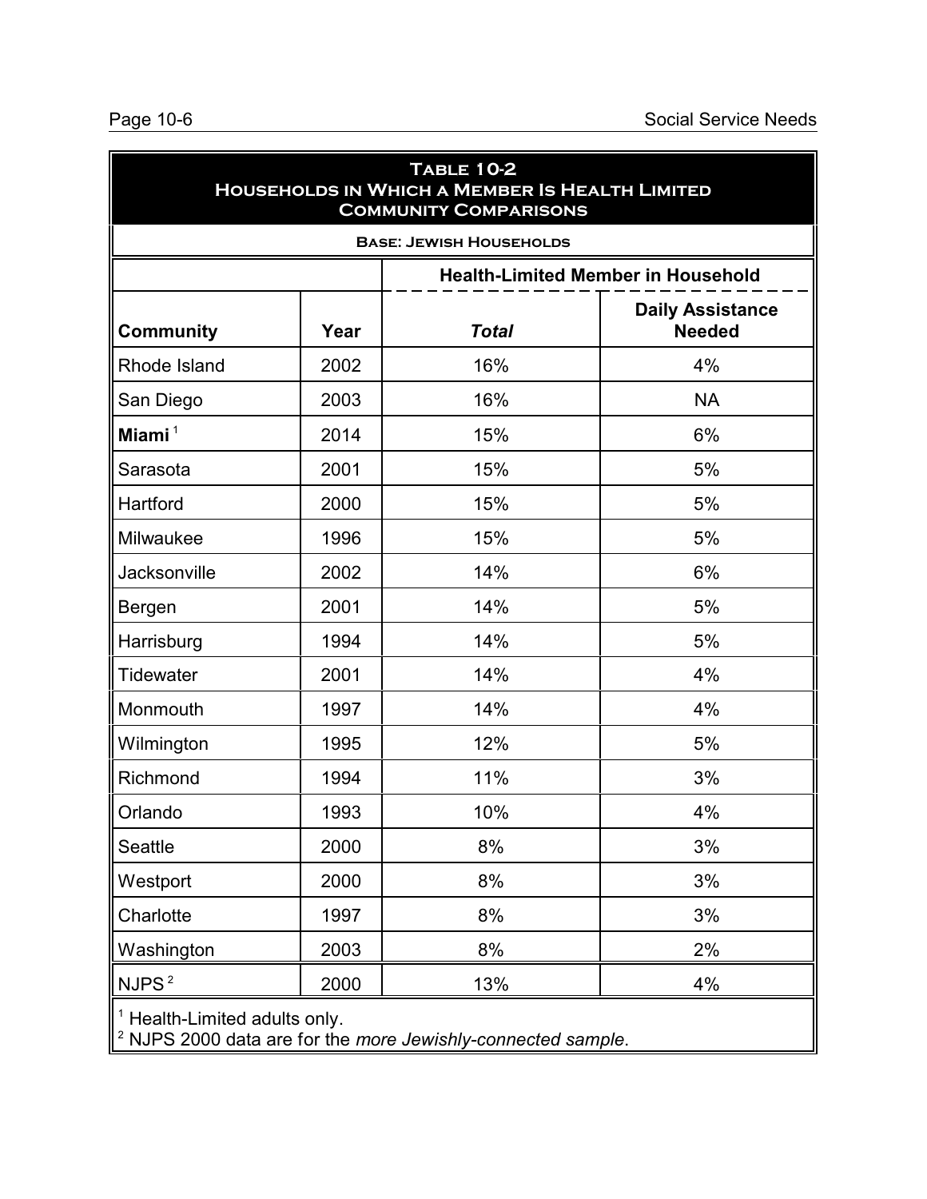## Table 10-2
## Households in Which a Member Is Health Limited
## Community Comparisons

**Base: Jewish Households**

| | | Health-Limited Member in Household | |
|---|---|---|---|
| **Community** | **Year** | ***Total*** | **Daily Assistance Needed** |
| Rhode Island | 2002 | 16% | 4% |
| San Diego | 2003 | 16% | NA |
| **Miami** [1] | 2014 | 15% | 6% |
| Sarasota | 2001 | 15% | 5% |
| Hartford | 2000 | 15% | 5% |
| Milwaukee | 1996 | 15% | 5% |
| Jacksonville | 2002 | 14% | 6% |
| Bergen | 2001 | 14% | 5% |
| Harrisburg | 1994 | 14% | 5% |
| Tidewater | 2001 | 14% | 4% |
| Monmouth | 1997 | 14% | 4% |
| Wilmington | 1995 | 12% | 5% |
| Richmond | 1994 | 11% | 3% |
| Orlando | 1993 | 10% | 4% |
| Seattle | 2000 | 8% | 3% |
| Westport | 2000 | 8% | 3% |
| Charlotte | 1997 | 8% | 3% |
| Washington | 2003 | 8% | 2% |
| NJPS [2] | 2000 | 13% | 4% |

[1] Health-Limited adults only.
[2] NJPS 2000 data are for the *more Jewishly-connected sample*.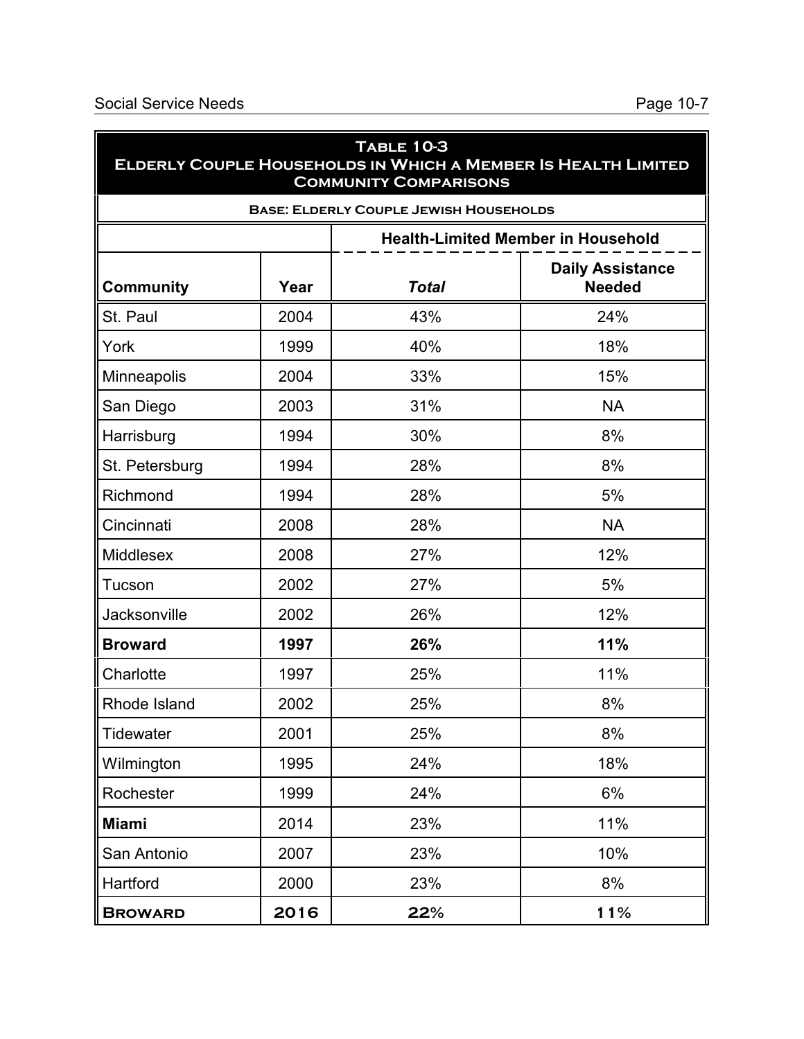**Table 10-3**
**Elderly Couple Households in Which a Member Is Health Limited**
**Community Comparisons**

**Base: Elderly Couple Jewish Households**

| | | Health-Limited Member in Household | |
|---|---|---|---|
| **Community** | **Year** | ***Total*** | **Daily Assistance Needed** |
| St. Paul | 2004 | 43% | 24% |
| York | 1999 | 40% | 18% |
| Minneapolis | 2004 | 33% | 15% |
| San Diego | 2003 | 31% | NA |
| Harrisburg | 1994 | 30% | 8% |
| St. Petersburg | 1994 | 28% | 8% |
| Richmond | 1994 | 28% | 5% |
| Cincinnati | 2008 | 28% | NA |
| Middlesex | 2008 | 27% | 12% |
| Tucson | 2002 | 27% | 5% |
| Jacksonville | 2002 | 26% | 12% |
| **Broward** | **1997** | **26%** | **11%** |
| Charlotte | 1997 | 25% | 11% |
| Rhode Island | 2002 | 25% | 8% |
| Tidewater | 2001 | 25% | 8% |
| Wilmington | 1995 | 24% | 18% |
| Rochester | 1999 | 24% | 6% |
| **Miami** | 2014 | 23% | 11% |
| San Antonio | 2007 | 23% | 10% |
| Hartford | 2000 | 23% | 8% |
| **BROWARD** | **2016** | **22%** | **11%** |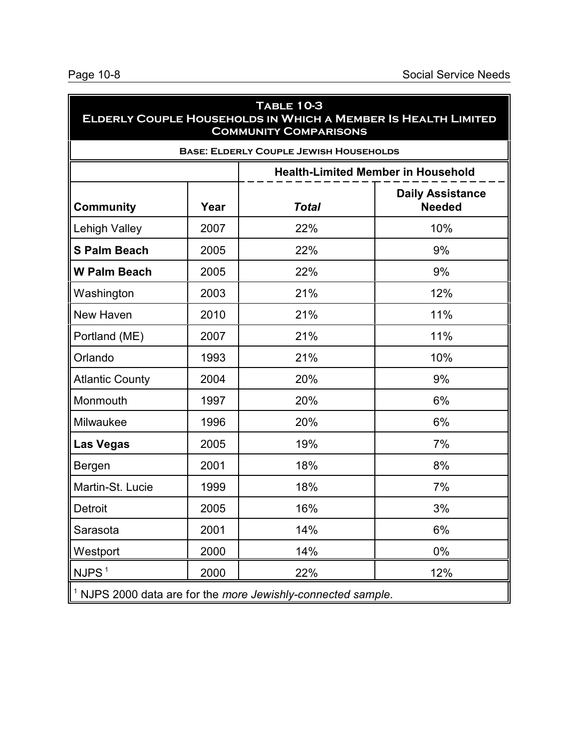## Table 10-3
## Elderly Couple Households in Which a Member Is Health Limited
## Community Comparisons

**Base: Elderly Couple Jewish Households**

| | | Health-Limited Member in Household | |
|---|---|---|---|
| **Community** | **Year** | ***Total*** | **Daily Assistance Needed** |
| Lehigh Valley | 2007 | 22% | 10% |
| **S Palm Beach** | 2005 | 22% | 9% |
| **W Palm Beach** | 2005 | 22% | 9% |
| Washington | 2003 | 21% | 12% |
| New Haven | 2010 | 21% | 11% |
| Portland (ME) | 2007 | 21% | 11% |
| Orlando | 1993 | 21% | 10% |
| Atlantic County | 2004 | 20% | 9% |
| Monmouth | 1997 | 20% | 6% |
| Milwaukee | 1996 | 20% | 6% |
| **Las Vegas** | 2005 | 19% | 7% |
| Bergen | 2001 | 18% | 8% |
| Martin-St. Lucie | 1999 | 18% | 7% |
| Detroit | 2005 | 16% | 3% |
| Sarasota | 2001 | 14% | 6% |
| Westport | 2000 | 14% | 0% |
| NJPS [1] | 2000 | 22% | 12% |

[1] NJPS 2000 data are for the *more Jewishly-connected sample*.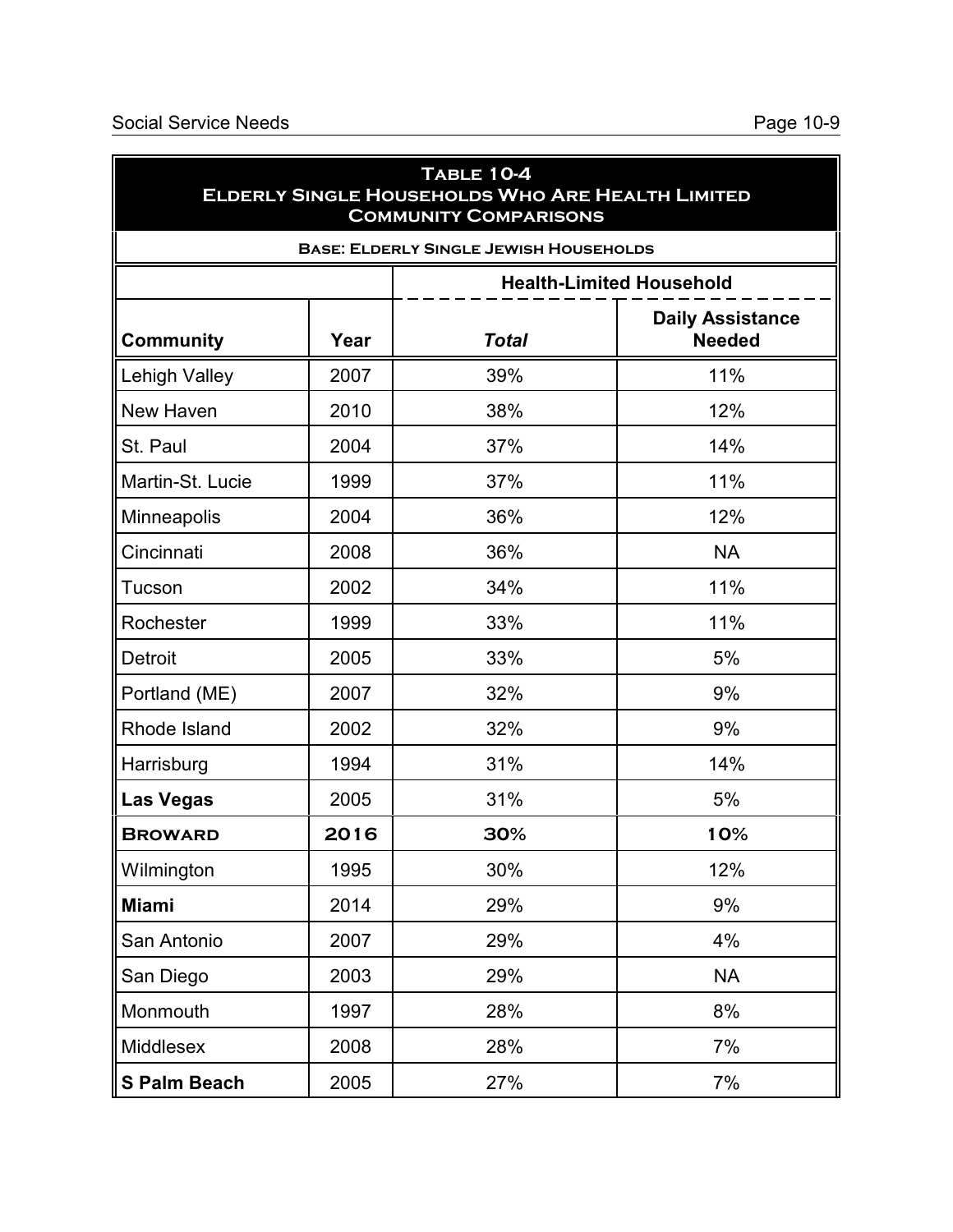## Table 10-4
## Elderly Single Households Who Are Health Limited
## Community Comparisons

**Base: Elderly Single Jewish Households**

| Community | Year | Health-Limited Household *Total* | Daily Assistance Needed |
|---|---|---|---|
| Lehigh Valley | 2007 | 39% | 11% |
| New Haven | 2010 | 38% | 12% |
| St. Paul | 2004 | 37% | 14% |
| Martin-St. Lucie | 1999 | 37% | 11% |
| Minneapolis | 2004 | 36% | 12% |
| Cincinnati | 2008 | 36% | NA |
| Tucson | 2002 | 34% | 11% |
| Rochester | 1999 | 33% | 11% |
| Detroit | 2005 | 33% | 5% |
| Portland (ME) | 2007 | 32% | 9% |
| Rhode Island | 2002 | 32% | 9% |
| Harrisburg | 1994 | 31% | 14% |
| **Las Vegas** | 2005 | 31% | 5% |
| **BROWARD** | **2016** | **30%** | **10%** |
| Wilmington | 1995 | 30% | 12% |
| **Miami** | 2014 | 29% | 9% |
| San Antonio | 2007 | 29% | 4% |
| San Diego | 2003 | 29% | NA |
| Monmouth | 1997 | 28% | 8% |
| Middlesex | 2008 | 28% | 7% |
| **S Palm Beach** | 2005 | 27% | 7% |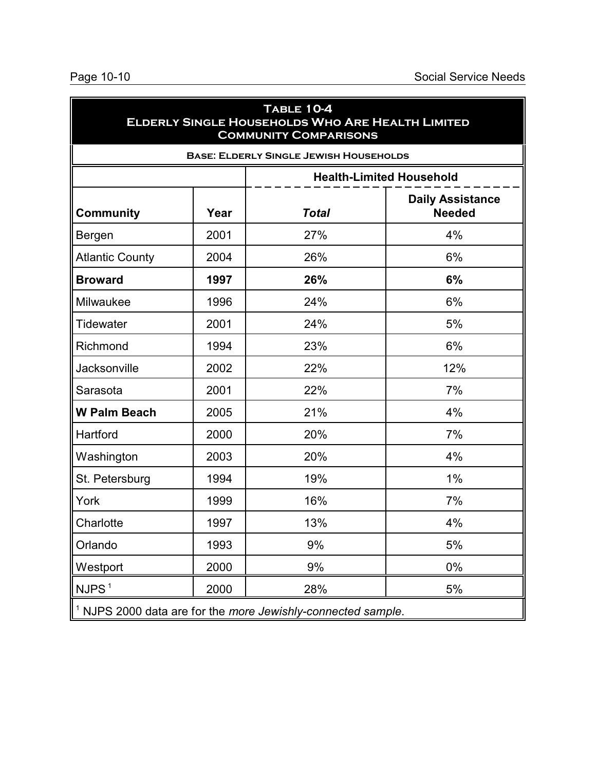## Table 10-4
## Elderly Single Households Who Are Health Limited
## Community Comparisons

**Base: Elderly Single Jewish Households**

| | | Health-Limited Household | |
|---|---|---|---|
| **Community** | **Year** | ***Total*** | **Daily Assistance Needed** |
| Bergen | 2001 | 27% | 4% |
| Atlantic County | 2004 | 26% | 6% |
| **Broward** | **1997** | **26%** | **6%** |
| Milwaukee | 1996 | 24% | 6% |
| Tidewater | 2001 | 24% | 5% |
| Richmond | 1994 | 23% | 6% |
| Jacksonville | 2002 | 22% | 12% |
| Sarasota | 2001 | 22% | 7% |
| **W Palm Beach** | 2005 | 21% | 4% |
| Hartford | 2000 | 20% | 7% |
| Washington | 2003 | 20% | 4% |
| St. Petersburg | 1994 | 19% | 1% |
| York | 1999 | 16% | 7% |
| Charlotte | 1997 | 13% | 4% |
| Orlando | 1993 | 9% | 5% |
| Westport | 2000 | 9% | 0% |
| NJPS [1] | 2000 | 28% | 5% |

[1] NJPS 2000 data are for the *more Jewishly-connected sample*.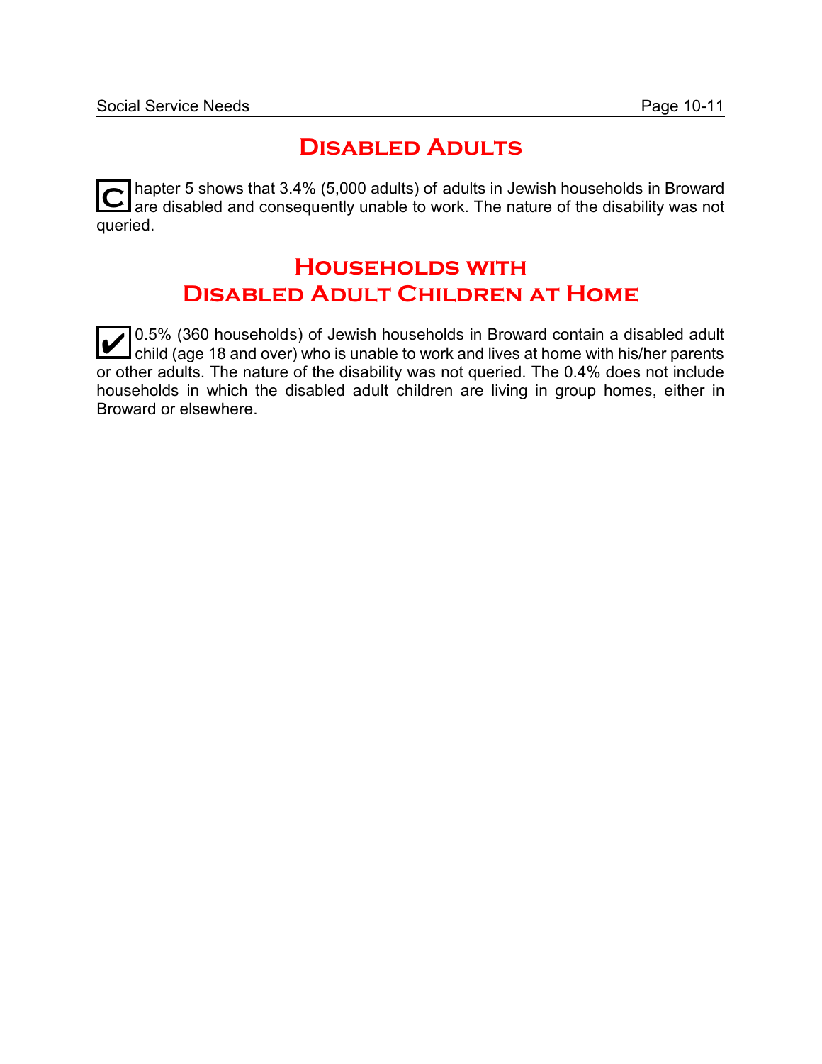## Disabled Adults

Chapter 5 shows that 3.4% (5,000 adults) of adults in Jewish households in Broward are disabled and consequently unable to work. The nature of the disability was not queried.

## Households with Disabled Adult Children at Home

✔ 0.5% (360 households) of Jewish households in Broward contain a disabled adult child (age 18 and over) who is unable to work and lives at home with his/her parents or other adults. The nature of the disability was not queried. The 0.4% does not include households in which the disabled adult children are living in group homes, either in Broward or elsewhere.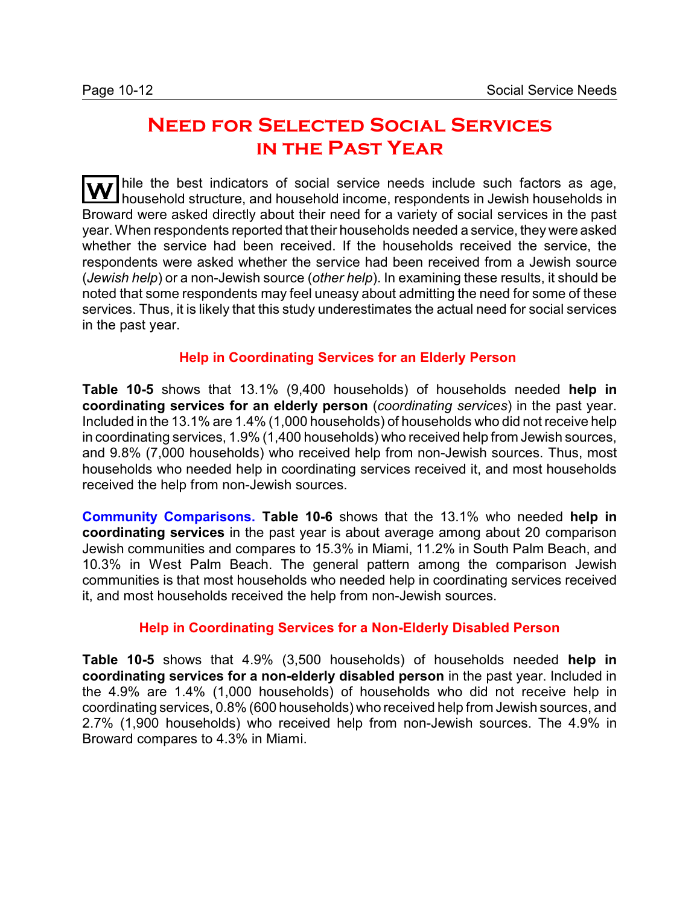# Need for Selected Social Services in the Past Year

While the best indicators of social service needs include such factors as age, household structure, and household income, respondents in Jewish households in Broward were asked directly about their need for a variety of social services in the past year. When respondents reported that their households needed a service, they were asked whether the service had been received. If the households received the service, the respondents were asked whether the service had been received from a Jewish source (*Jewish help*) or a non-Jewish source (*other help*). In examining these results, it should be noted that some respondents may feel uneasy about admitting the need for some of these services. Thus, it is likely that this study underestimates the actual need for social services in the past year.

### Help in Coordinating Services for an Elderly Person

**Table 10-5** shows that 13.1% (9,400 households) of households needed **help in coordinating services for an elderly person** (*coordinating services*) in the past year. Included in the 13.1% are 1.4% (1,000 households) of households who did not receive help in coordinating services, 1.9% (1,400 households) who received help from Jewish sources, and 9.8% (7,000 households) who received help from non-Jewish sources. Thus, most households who needed help in coordinating services received it, and most households received the help from non-Jewish sources.

**Community Comparisons. Table 10-6** shows that the 13.1% who needed **help in coordinating services** in the past year is about average among about 20 comparison Jewish communities and compares to 15.3% in Miami, 11.2% in South Palm Beach, and 10.3% in West Palm Beach. The general pattern among the comparison Jewish communities is that most households who needed help in coordinating services received it, and most households received the help from non-Jewish sources.

### Help in Coordinating Services for a Non-Elderly Disabled Person

**Table 10-5** shows that 4.9% (3,500 households) of households needed **help in coordinating services for a non-elderly disabled person** in the past year. Included in the 4.9% are 1.4% (1,000 households) of households who did not receive help in coordinating services, 0.8% (600 households) who received help from Jewish sources, and 2.7% (1,900 households) who received help from non-Jewish sources. The 4.9% in Broward compares to 4.3% in Miami.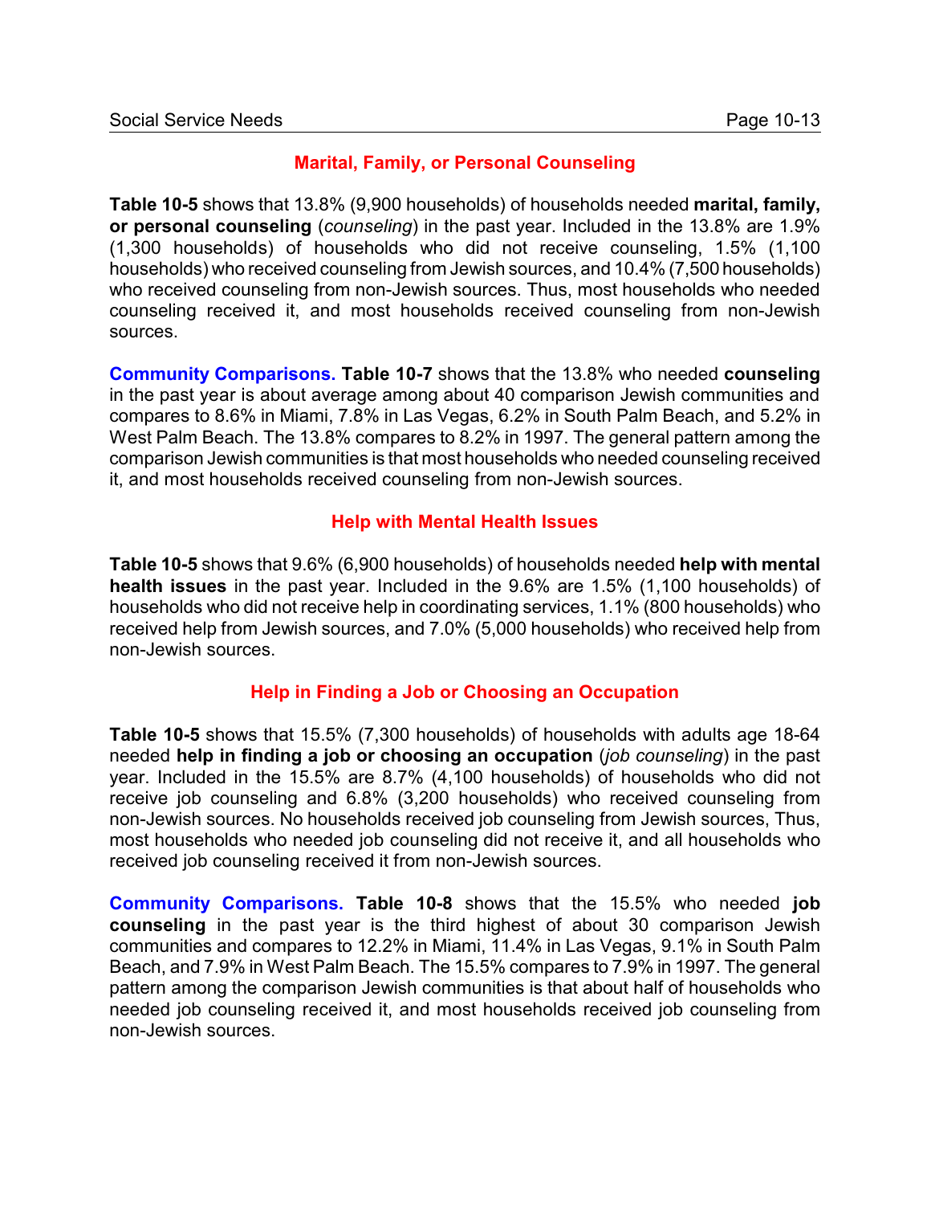## Marital, Family, or Personal Counseling

**Table 10-5** shows that 13.8% (9,900 households) of households needed **marital, family, or personal counseling** (*counseling*) in the past year. Included in the 13.8% are 1.9% (1,300 households) of households who did not receive counseling, 1.5% (1,100 households) who received counseling from Jewish sources, and 10.4% (7,500 households) who received counseling from non-Jewish sources. Thus, most households who needed counseling received it, and most households received counseling from non-Jewish sources.

**Community Comparisons. Table 10-7** shows that the 13.8% who needed **counseling** in the past year is about average among about 40 comparison Jewish communities and compares to 8.6% in Miami, 7.8% in Las Vegas, 6.2% in South Palm Beach, and 5.2% in West Palm Beach. The 13.8% compares to 8.2% in 1997. The general pattern among the comparison Jewish communities is that most households who needed counseling received it, and most households received counseling from non-Jewish sources.

## Help with Mental Health Issues

**Table 10-5** shows that 9.6% (6,900 households) of households needed **help with mental health issues** in the past year. Included in the 9.6% are 1.5% (1,100 households) of households who did not receive help in coordinating services, 1.1% (800 households) who received help from Jewish sources, and 7.0% (5,000 households) who received help from non-Jewish sources.

## Help in Finding a Job or Choosing an Occupation

**Table 10-5** shows that 15.5% (7,300 households) of households with adults age 18-64 needed **help in finding a job or choosing an occupation** (*job counseling*) in the past year. Included in the 15.5% are 8.7% (4,100 households) of households who did not receive job counseling and 6.8% (3,200 households) who received counseling from non-Jewish sources. No households received job counseling from Jewish sources, Thus, most households who needed job counseling did not receive it, and all households who received job counseling received it from non-Jewish sources.

**Community Comparisons. Table 10-8** shows that the 15.5% who needed **job counseling** in the past year is the third highest of about 30 comparison Jewish communities and compares to 12.2% in Miami, 11.4% in Las Vegas, 9.1% in South Palm Beach, and 7.9% in West Palm Beach. The 15.5% compares to 7.9% in 1997. The general pattern among the comparison Jewish communities is that about half of households who needed job counseling received it, and most households received job counseling from non-Jewish sources.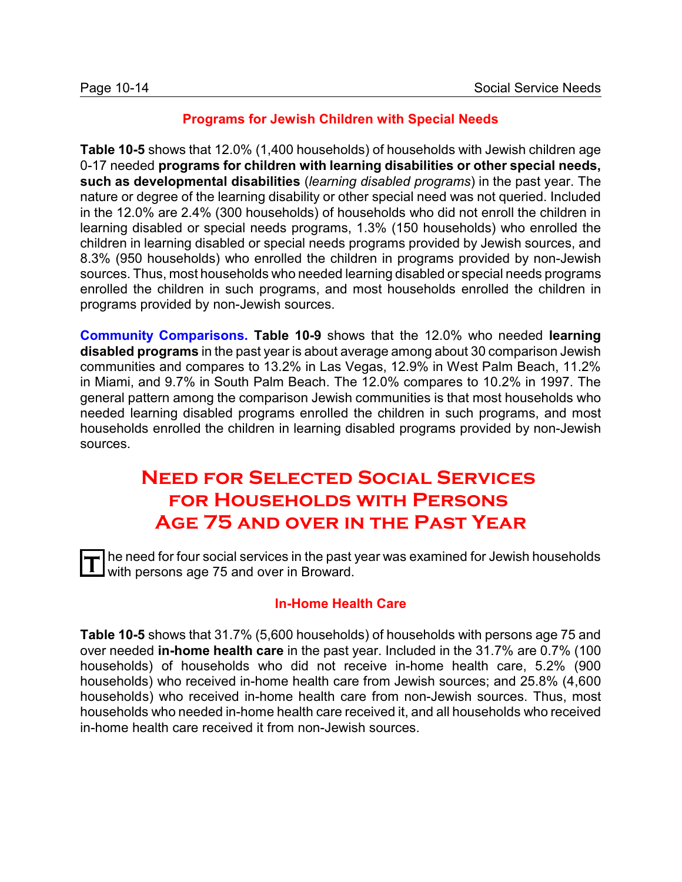### Programs for Jewish Children with Special Needs

**Table 10-5** shows that 12.0% (1,400 households) of households with Jewish children age 0-17 needed **programs for children with learning disabilities or other special needs, such as developmental disabilities** (*learning disabled programs*) in the past year. The nature or degree of the learning disability or other special need was not queried. Included in the 12.0% are 2.4% (300 households) of households who did not enroll the children in learning disabled or special needs programs, 1.3% (150 households) who enrolled the children in learning disabled or special needs programs provided by Jewish sources, and 8.3% (950 households) who enrolled the children in programs provided by non-Jewish sources. Thus, most households who needed learning disabled or special needs programs enrolled the children in such programs, and most households enrolled the children in programs provided by non-Jewish sources.

**Community Comparisons. Table 10-9** shows that the 12.0% who needed **learning disabled programs** in the past year is about average among about 30 comparison Jewish communities and compares to 13.2% in Las Vegas, 12.9% in West Palm Beach, 11.2% in Miami, and 9.7% in South Palm Beach. The 12.0% compares to 10.2% in 1997. The general pattern among the comparison Jewish communities is that most households who needed learning disabled programs enrolled the children in such programs, and most households enrolled the children in learning disabled programs provided by non-Jewish sources.

## Need for Selected Social Services for Households with Persons Age 75 and over in the Past Year

The need for four social services in the past year was examined for Jewish households with persons age 75 and over in Broward.

### In-Home Health Care

**Table 10-5** shows that 31.7% (5,600 households) of households with persons age 75 and over needed **in-home health care** in the past year. Included in the 31.7% are 0.7% (100 households) of households who did not receive in-home health care, 5.2% (900 households) who received in-home health care from Jewish sources; and 25.8% (4,600 households) who received in-home health care from non-Jewish sources. Thus, most households who needed in-home health care received it, and all households who received in-home health care received it from non-Jewish sources.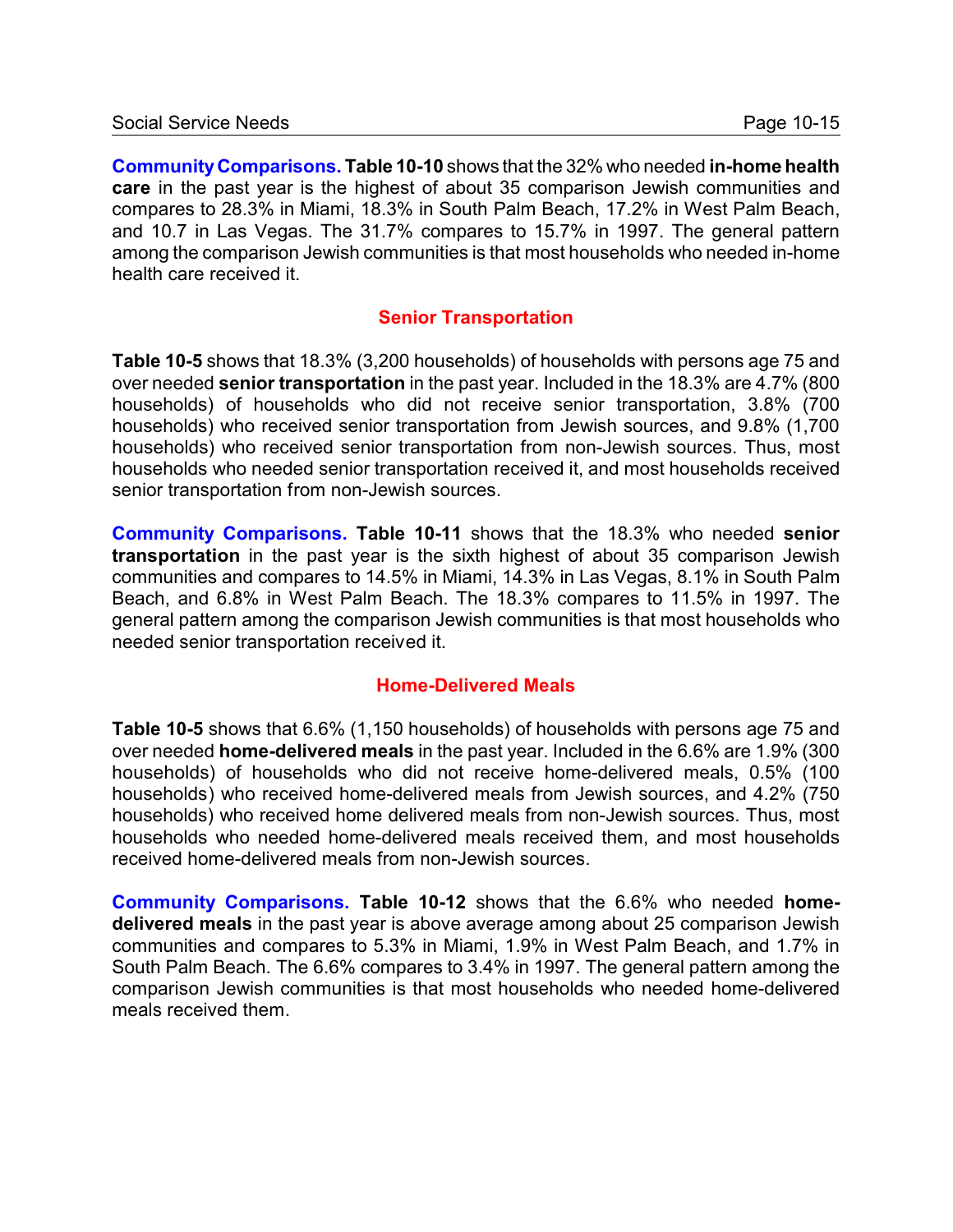**Community Comparisons.** **Table 10-10** shows that the 32% who needed **in-home health care** in the past year is the highest of about 35 comparison Jewish communities and compares to 28.3% in Miami, 18.3% in South Palm Beach, 17.2% in West Palm Beach, and 10.7 in Las Vegas. The 31.7% compares to 15.7% in 1997. The general pattern among the comparison Jewish communities is that most households who needed in-home health care received it.

## Senior Transportation

**Table 10-5** shows that 18.3% (3,200 households) of households with persons age 75 and over needed **senior transportation** in the past year. Included in the 18.3% are 4.7% (800 households) of households who did not receive senior transportation, 3.8% (700 households) who received senior transportation from Jewish sources, and 9.8% (1,700 households) who received senior transportation from non-Jewish sources. Thus, most households who needed senior transportation received it, and most households received senior transportation from non-Jewish sources.

**Community Comparisons.** **Table 10-11** shows that the 18.3% who needed **senior transportation** in the past year is the sixth highest of about 35 comparison Jewish communities and compares to 14.5% in Miami, 14.3% in Las Vegas, 8.1% in South Palm Beach, and 6.8% in West Palm Beach. The 18.3% compares to 11.5% in 1997. The general pattern among the comparison Jewish communities is that most households who needed senior transportation received it.

## Home-Delivered Meals

**Table 10-5** shows that 6.6% (1,150 households) of households with persons age 75 and over needed **home-delivered meals** in the past year. Included in the 6.6% are 1.9% (300 households) of households who did not receive home-delivered meals, 0.5% (100 households) who received home-delivered meals from Jewish sources, and 4.2% (750 households) who received home delivered meals from non-Jewish sources. Thus, most households who needed home-delivered meals received them, and most households received home-delivered meals from non-Jewish sources.

**Community Comparisons.** **Table 10-12** shows that the 6.6% who needed **home-delivered meals** in the past year is above average among about 25 comparison Jewish communities and compares to 5.3% in Miami, 1.9% in West Palm Beach, and 1.7% in South Palm Beach. The 6.6% compares to 3.4% in 1997. The general pattern among the comparison Jewish communities is that most households who needed home-delivered meals received them.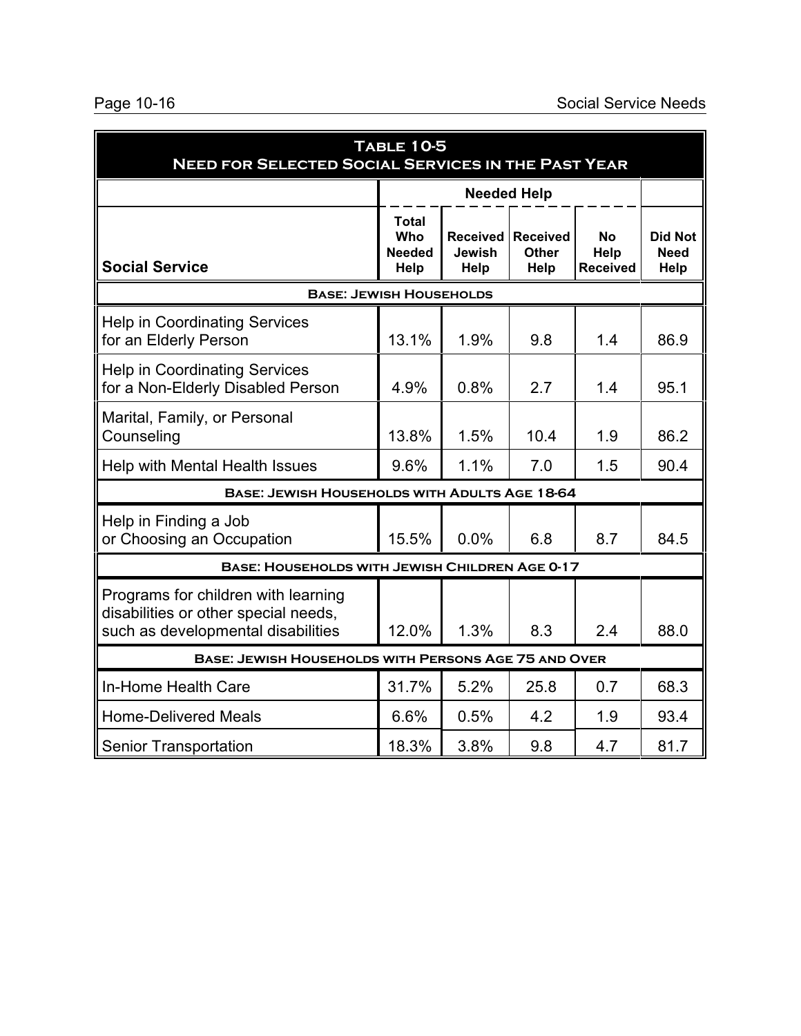## Table 10-5
## Need for Selected Social Services in the Past Year

| Social Service | Needed Help | | | | |
|---|---|---|---|---|---|
| | Total Who Needed Help | Received Jewish Help | Received Other Help | No Help Received | Did Not Need Help |
| **Base: Jewish Households** | | | | | |
| Help in Coordinating Services for an Elderly Person | 13.1% | 1.9% | 9.8 | 1.4 | 86.9 |
| Help in Coordinating Services for a Non-Elderly Disabled Person | 4.9% | 0.8% | 2.7 | 1.4 | 95.1 |
| Marital, Family, or Personal Counseling | 13.8% | 1.5% | 10.4 | 1.9 | 86.2 |
| Help with Mental Health Issues | 9.6% | 1.1% | 7.0 | 1.5 | 90.4 |
| **Base: Jewish Households with Adults Age 18-64** | | | | | |
| Help in Finding a Job or Choosing an Occupation | 15.5% | 0.0% | 6.8 | 8.7 | 84.5 |
| **Base: Households with Jewish Children Age 0-17** | | | | | |
| Programs for children with learning disabilities or other special needs, such as developmental disabilities | 12.0% | 1.3% | 8.3 | 2.4 | 88.0 |
| **Base: Jewish Households with Persons Age 75 and Over** | | | | | |
| In-Home Health Care | 31.7% | 5.2% | 25.8 | 0.7 | 68.3 |
| Home-Delivered Meals | 6.6% | 0.5% | 4.2 | 1.9 | 93.4 |
| Senior Transportation | 18.3% | 3.8% | 9.8 | 4.7 | 81.7 |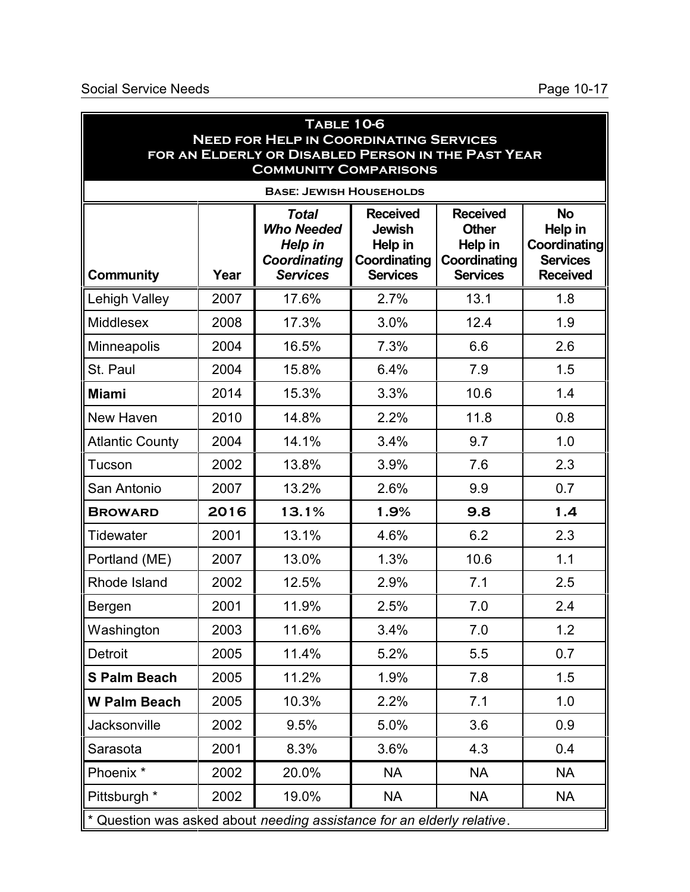## Table 10-6
## Need for Help in Coordinating Services for an Elderly or Disabled Person in the Past Year
## Community Comparisons

**Base: Jewish Households**

| Community | Year | *Total Who Needed Help in Coordinating Services* | Received Jewish Help in Coordinating Services | Received Other Help in Coordinating Services | No Help in Coordinating Services Received |
|---|---|---|---|---|---|
| Lehigh Valley | 2007 | 17.6% | 2.7% | 13.1 | 1.8 |
| Middlesex | 2008 | 17.3% | 3.0% | 12.4 | 1.9 |
| Minneapolis | 2004 | 16.5% | 7.3% | 6.6 | 2.6 |
| St. Paul | 2004 | 15.8% | 6.4% | 7.9 | 1.5 |
| **Miami** | 2014 | 15.3% | 3.3% | 10.6 | 1.4 |
| New Haven | 2010 | 14.8% | 2.2% | 11.8 | 0.8 |
| Atlantic County | 2004 | 14.1% | 3.4% | 9.7 | 1.0 |
| Tucson | 2002 | 13.8% | 3.9% | 7.6 | 2.3 |
| San Antonio | 2007 | 13.2% | 2.6% | 9.9 | 0.7 |
| **BROWARD** | **2016** | **13.1%** | **1.9%** | **9.8** | **1.4** |
| Tidewater | 2001 | 13.1% | 4.6% | 6.2 | 2.3 |
| Portland (ME) | 2007 | 13.0% | 1.3% | 10.6 | 1.1 |
| Rhode Island | 2002 | 12.5% | 2.9% | 7.1 | 2.5 |
| Bergen | 2001 | 11.9% | 2.5% | 7.0 | 2.4 |
| Washington | 2003 | 11.6% | 3.4% | 7.0 | 1.2 |
| Detroit | 2005 | 11.4% | 5.2% | 5.5 | 0.7 |
| **S Palm Beach** | 2005 | 11.2% | 1.9% | 7.8 | 1.5 |
| **W Palm Beach** | 2005 | 10.3% | 2.2% | 7.1 | 1.0 |
| Jacksonville | 2002 | 9.5% | 5.0% | 3.6 | 0.9 |
| Sarasota | 2001 | 8.3% | 3.6% | 4.3 | 0.4 |
| Phoenix * | 2002 | 20.0% | NA | NA | NA |
| Pittsburgh * | 2002 | 19.0% | NA | NA | NA |

* Question was asked about *needing assistance for an elderly relative*.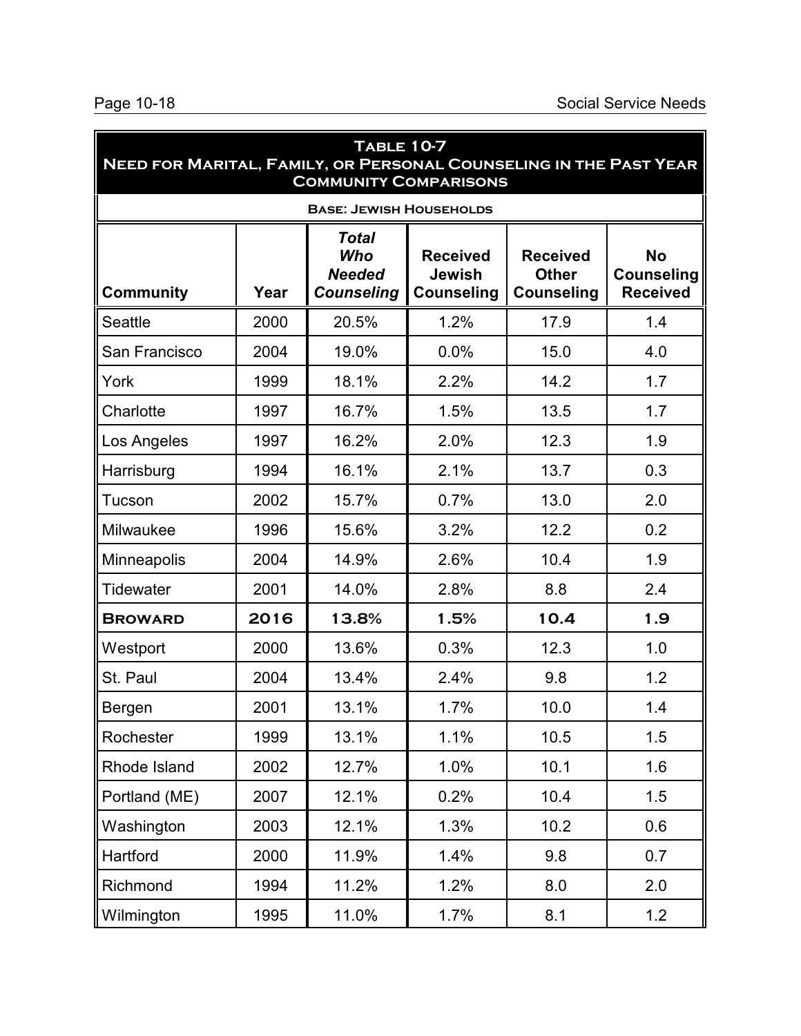## Table 10-7
## Need for Marital, Family, or Personal Counseling in the Past Year
## Community Comparisons

**Base: Jewish Households**

| Community | Year | *Total Who Needed Counseling* | Received Jewish Counseling | Received Other Counseling | No Counseling Received |
|---|---|---|---|---|---|
| Seattle | 2000 | 20.5% | 1.2% | 17.9 | 1.4 |
| San Francisco | 2004 | 19.0% | 0.0% | 15.0 | 4.0 |
| York | 1999 | 18.1% | 2.2% | 14.2 | 1.7 |
| Charlotte | 1997 | 16.7% | 1.5% | 13.5 | 1.7 |
| Los Angeles | 1997 | 16.2% | 2.0% | 12.3 | 1.9 |
| Harrisburg | 1994 | 16.1% | 2.1% | 13.7 | 0.3 |
| Tucson | 2002 | 15.7% | 0.7% | 13.0 | 2.0 |
| Milwaukee | 1996 | 15.6% | 3.2% | 12.2 | 0.2 |
| Minneapolis | 2004 | 14.9% | 2.6% | 10.4 | 1.9 |
| Tidewater | 2001 | 14.0% | 2.8% | 8.8 | 2.4 |
| **Broward** | **2016** | **13.8%** | **1.5%** | **10.4** | **1.9** |
| Westport | 2000 | 13.6% | 0.3% | 12.3 | 1.0 |
| St. Paul | 2004 | 13.4% | 2.4% | 9.8 | 1.2 |
| Bergen | 2001 | 13.1% | 1.7% | 10.0 | 1.4 |
| Rochester | 1999 | 13.1% | 1.1% | 10.5 | 1.5 |
| Rhode Island | 2002 | 12.7% | 1.0% | 10.1 | 1.6 |
| Portland (ME) | 2007 | 12.1% | 0.2% | 10.4 | 1.5 |
| Washington | 2003 | 12.1% | 1.3% | 10.2 | 0.6 |
| Hartford | 2000 | 11.9% | 1.4% | 9.8 | 0.7 |
| Richmond | 1994 | 11.2% | 1.2% | 8.0 | 2.0 |
| Wilmington | 1995 | 11.0% | 1.7% | 8.1 | 1.2 |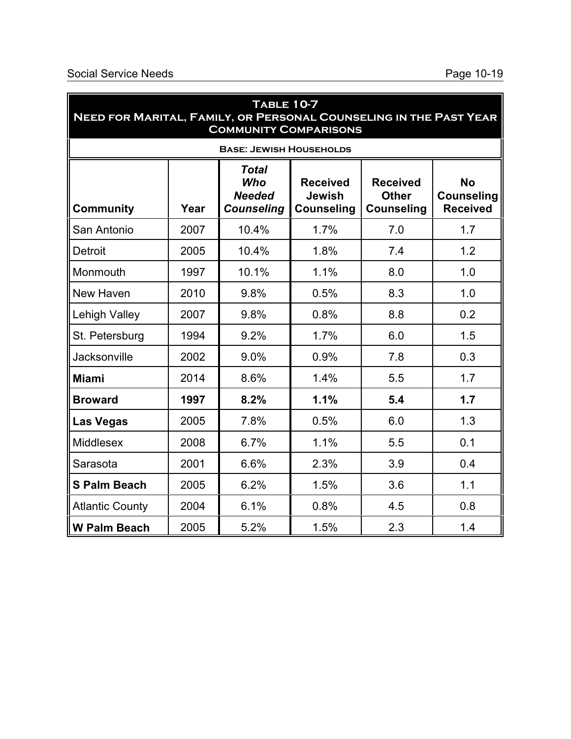## Table 10-7
## Need for Marital, Family, or Personal Counseling in the Past Year
## Community Comparisons

**Base: Jewish Households**

| Community | Year | ***Total Who Needed Counseling*** | Received Jewish Counseling | Received Other Counseling | No Counseling Received |
|---|---|---|---|---|---|
| San Antonio | 2007 | 10.4% | 1.7% | 7.0 | 1.7 |
| Detroit | 2005 | 10.4% | 1.8% | 7.4 | 1.2 |
| Monmouth | 1997 | 10.1% | 1.1% | 8.0 | 1.0 |
| New Haven | 2010 | 9.8% | 0.5% | 8.3 | 1.0 |
| Lehigh Valley | 2007 | 9.8% | 0.8% | 8.8 | 0.2 |
| St. Petersburg | 1994 | 9.2% | 1.7% | 6.0 | 1.5 |
| Jacksonville | 2002 | 9.0% | 0.9% | 7.8 | 0.3 |
| **Miami** | 2014 | 8.6% | 1.4% | 5.5 | 1.7 |
| **Broward** | **1997** | **8.2%** | **1.1%** | **5.4** | **1.7** |
| **Las Vegas** | 2005 | 7.8% | 0.5% | 6.0 | 1.3 |
| Middlesex | 2008 | 6.7% | 1.1% | 5.5 | 0.1 |
| Sarasota | 2001 | 6.6% | 2.3% | 3.9 | 0.4 |
| **S Palm Beach** | 2005 | 6.2% | 1.5% | 3.6 | 1.1 |
| Atlantic County | 2004 | 6.1% | 0.8% | 4.5 | 0.8 |
| **W Palm Beach** | 2005 | 5.2% | 1.5% | 2.3 | 1.4 |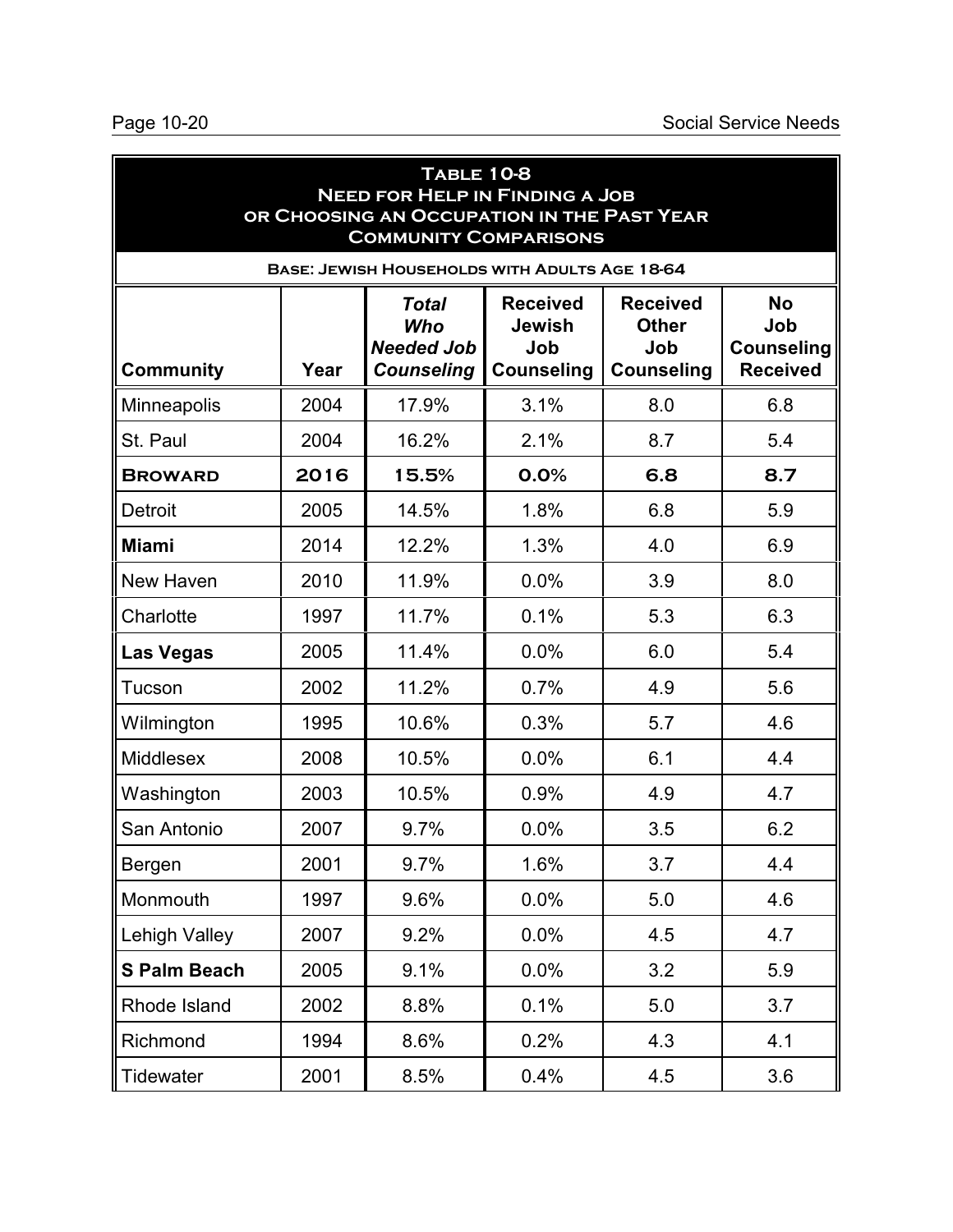## Table 10-8
## Need for Help in Finding a Job or Choosing an Occupation in the Past Year
## Community Comparisons

**Base: Jewish Households with Adults Age 18-64**

| Community | Year | *Total Who Needed Job Counseling* | Received Jewish Job Counseling | Received Other Job Counseling | No Job Counseling Received |
|---|---|---|---|---|---|
| Minneapolis | 2004 | 17.9% | 3.1% | 8.0 | 6.8 |
| St. Paul | 2004 | 16.2% | 2.1% | 8.7 | 5.4 |
| **Broward** | **2016** | **15.5%** | **0.0%** | **6.8** | **8.7** |
| Detroit | 2005 | 14.5% | 1.8% | 6.8 | 5.9 |
| **Miami** | 2014 | 12.2% | 1.3% | 4.0 | 6.9 |
| New Haven | 2010 | 11.9% | 0.0% | 3.9 | 8.0 |
| Charlotte | 1997 | 11.7% | 0.1% | 5.3 | 6.3 |
| **Las Vegas** | 2005 | 11.4% | 0.0% | 6.0 | 5.4 |
| Tucson | 2002 | 11.2% | 0.7% | 4.9 | 5.6 |
| Wilmington | 1995 | 10.6% | 0.3% | 5.7 | 4.6 |
| Middlesex | 2008 | 10.5% | 0.0% | 6.1 | 4.4 |
| Washington | 2003 | 10.5% | 0.9% | 4.9 | 4.7 |
| San Antonio | 2007 | 9.7% | 0.0% | 3.5 | 6.2 |
| Bergen | 2001 | 9.7% | 1.6% | 3.7 | 4.4 |
| Monmouth | 1997 | 9.6% | 0.0% | 5.0 | 4.6 |
| Lehigh Valley | 2007 | 9.2% | 0.0% | 4.5 | 4.7 |
| **S Palm Beach** | 2005 | 9.1% | 0.0% | 3.2 | 5.9 |
| Rhode Island | 2002 | 8.8% | 0.1% | 5.0 | 3.7 |
| Richmond | 1994 | 8.6% | 0.2% | 4.3 | 4.1 |
| Tidewater | 2001 | 8.5% | 0.4% | 4.5 | 3.6 |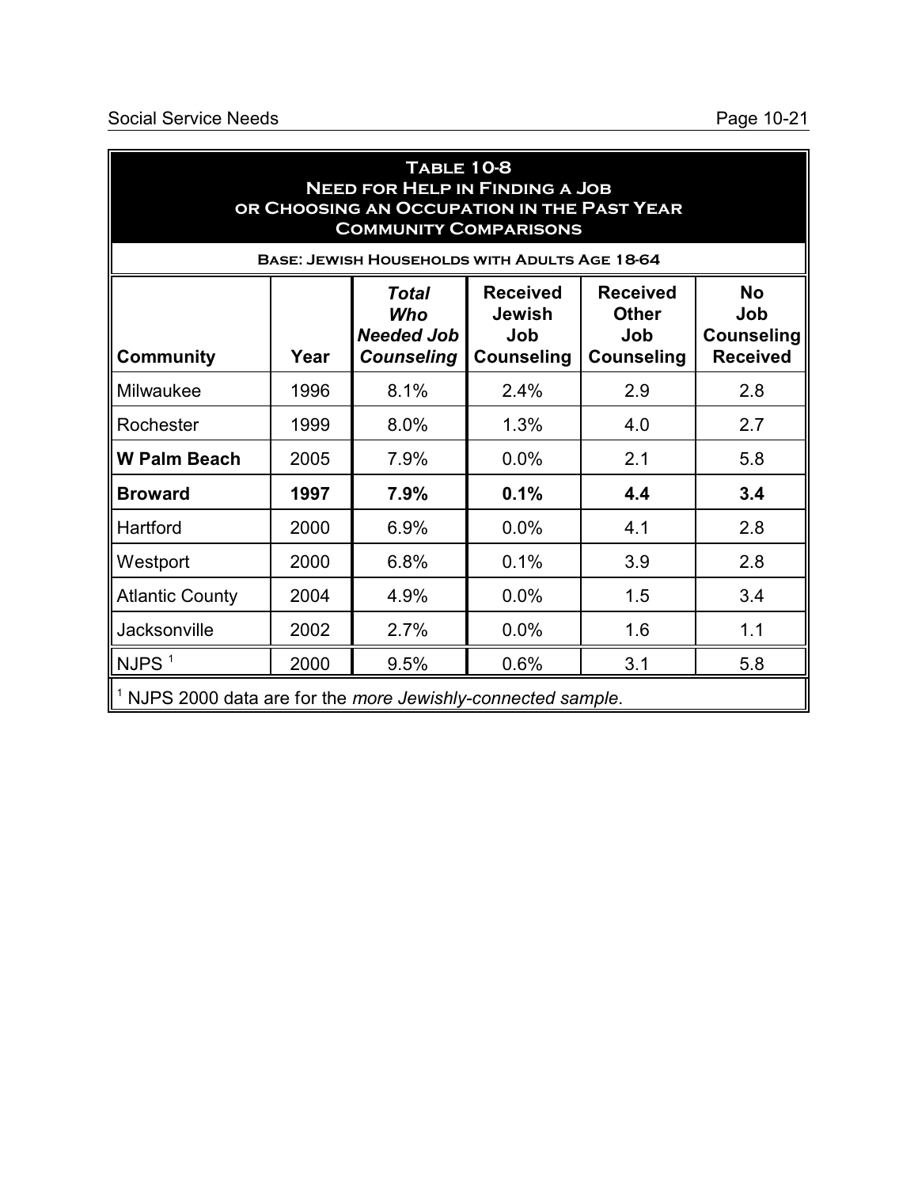## Table 10-8
## Need for Help in Finding a Job or Choosing an Occupation in the Past Year
## Community Comparisons

**Base: Jewish Households with Adults Age 18-64**

| Community | Year | *Total Who Needed Job Counseling* | Received Jewish Job Counseling | Received Other Job Counseling | No Job Counseling Received |
|---|---|---|---|---|---|
| Milwaukee | 1996 | 8.1% | 2.4% | 2.9 | 2.8 |
| Rochester | 1999 | 8.0% | 1.3% | 4.0 | 2.7 |
| **W Palm Beach** | 2005 | 7.9% | 0.0% | 2.1 | 5.8 |
| **Broward** | **1997** | **7.9%** | **0.1%** | **4.4** | **3.4** |
| Hartford | 2000 | 6.9% | 0.0% | 4.1 | 2.8 |
| Westport | 2000 | 6.8% | 0.1% | 3.9 | 2.8 |
| Atlantic County | 2004 | 4.9% | 0.0% | 1.5 | 3.4 |
| Jacksonville | 2002 | 2.7% | 0.0% | 1.6 | 1.1 |
| NJPS [1] | 2000 | 9.5% | 0.6% | 3.1 | 5.8 |

[1] NJPS 2000 data are for the *more Jewishly-connected sample*.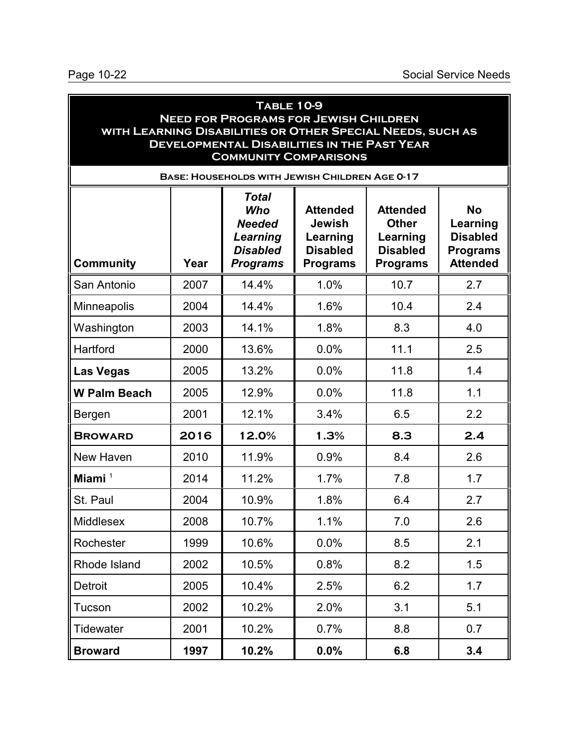## Table 10-9
## Need for Programs for Jewish Children with Learning Disabilities or Other Special Needs, such as Developmental Disabilities in the Past Year
## Community Comparisons

**Base: Households with Jewish Children Age 0-17**

| Community | Year | *Total Who Needed Learning Disabled Programs* | Attended Jewish Learning Disabled Programs | Attended Other Learning Disabled Programs | No Learning Disabled Programs Attended |
|---|---|---|---|---|---|
| San Antonio | 2007 | 14.4% | 1.0% | 10.7 | 2.7 |
| Minneapolis | 2004 | 14.4% | 1.6% | 10.4 | 2.4 |
| Washington | 2003 | 14.1% | 1.8% | 8.3 | 4.0 |
| Hartford | 2000 | 13.6% | 0.0% | 11.1 | 2.5 |
| **Las Vegas** | 2005 | 13.2% | 0.0% | 11.8 | 1.4 |
| **W Palm Beach** | 2005 | 12.9% | 0.0% | 11.8 | 1.1 |
| Bergen | 2001 | 12.1% | 3.4% | 6.5 | 2.2 |
| **Broward** | **2016** | **12.0%** | **1.3%** | **8.3** | **2.4** |
| New Haven | 2010 | 11.9% | 0.9% | 8.4 | 2.6 |
| **Miami** [1] | 2014 | 11.2% | 1.7% | 7.8 | 1.7 |
| St. Paul | 2004 | 10.9% | 1.8% | 6.4 | 2.7 |
| Middlesex | 2008 | 10.7% | 1.1% | 7.0 | 2.6 |
| Rochester | 1999 | 10.6% | 0.0% | 8.5 | 2.1 |
| Rhode Island | 2002 | 10.5% | 0.8% | 8.2 | 1.5 |
| Detroit | 2005 | 10.4% | 2.5% | 6.2 | 1.7 |
| Tucson | 2002 | 10.2% | 2.0% | 3.1 | 5.1 |
| Tidewater | 2001 | 10.2% | 0.7% | 8.8 | 0.7 |
| **Broward** | **1997** | **10.2%** | **0.0%** | **6.8** | **3.4** |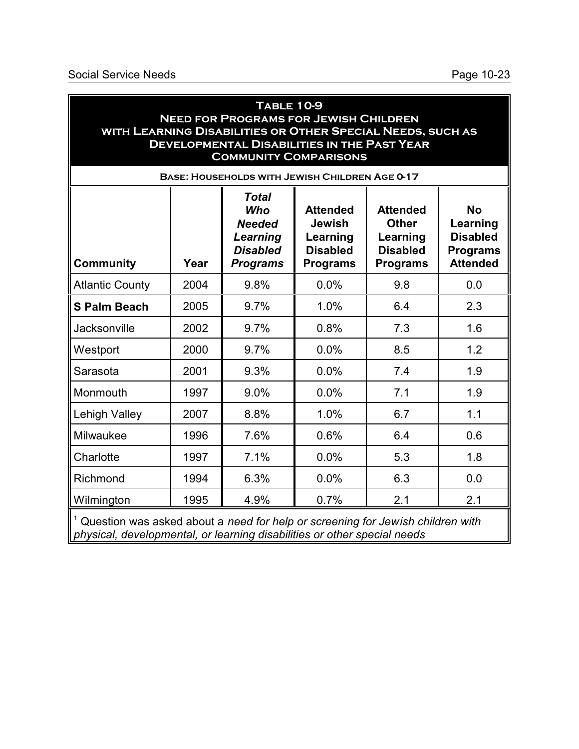**Table 10-9**
**Need for Programs for Jewish Children with Learning Disabilities or Other Special Needs, such as Developmental Disabilities in the Past Year**
**Community Comparisons**

**Base: Households with Jewish Children Age 0-17**

| Community | Year | ***Total Who Needed Learning Disabled Programs*** | **Attended Jewish Learning Disabled Programs** | **Attended Other Learning Disabled Programs** | **No Learning Disabled Programs Attended** |
|---|---|---|---|---|---|
| Atlantic County | 2004 | 9.8% | 0.0% | 9.8 | 0.0 |
| **S Palm Beach** | 2005 | 9.7% | 1.0% | 6.4 | 2.3 |
| Jacksonville | 2002 | 9.7% | 0.8% | 7.3 | 1.6 |
| Westport | 2000 | 9.7% | 0.0% | 8.5 | 1.2 |
| Sarasota | 2001 | 9.3% | 0.0% | 7.4 | 1.9 |
| Monmouth | 1997 | 9.0% | 0.0% | 7.1 | 1.9 |
| Lehigh Valley | 2007 | 8.8% | 1.0% | 6.7 | 1.1 |
| Milwaukee | 1996 | 7.6% | 0.6% | 6.4 | 0.6 |
| Charlotte | 1997 | 7.1% | 0.0% | 5.3 | 1.8 |
| Richmond | 1994 | 6.3% | 0.0% | 6.3 | 0.0 |
| Wilmington | 1995 | 4.9% | 0.7% | 2.1 | 2.1 |

[1] Question was asked about a *need for help or screening for Jewish children with physical, developmental, or learning disabilities or other special needs*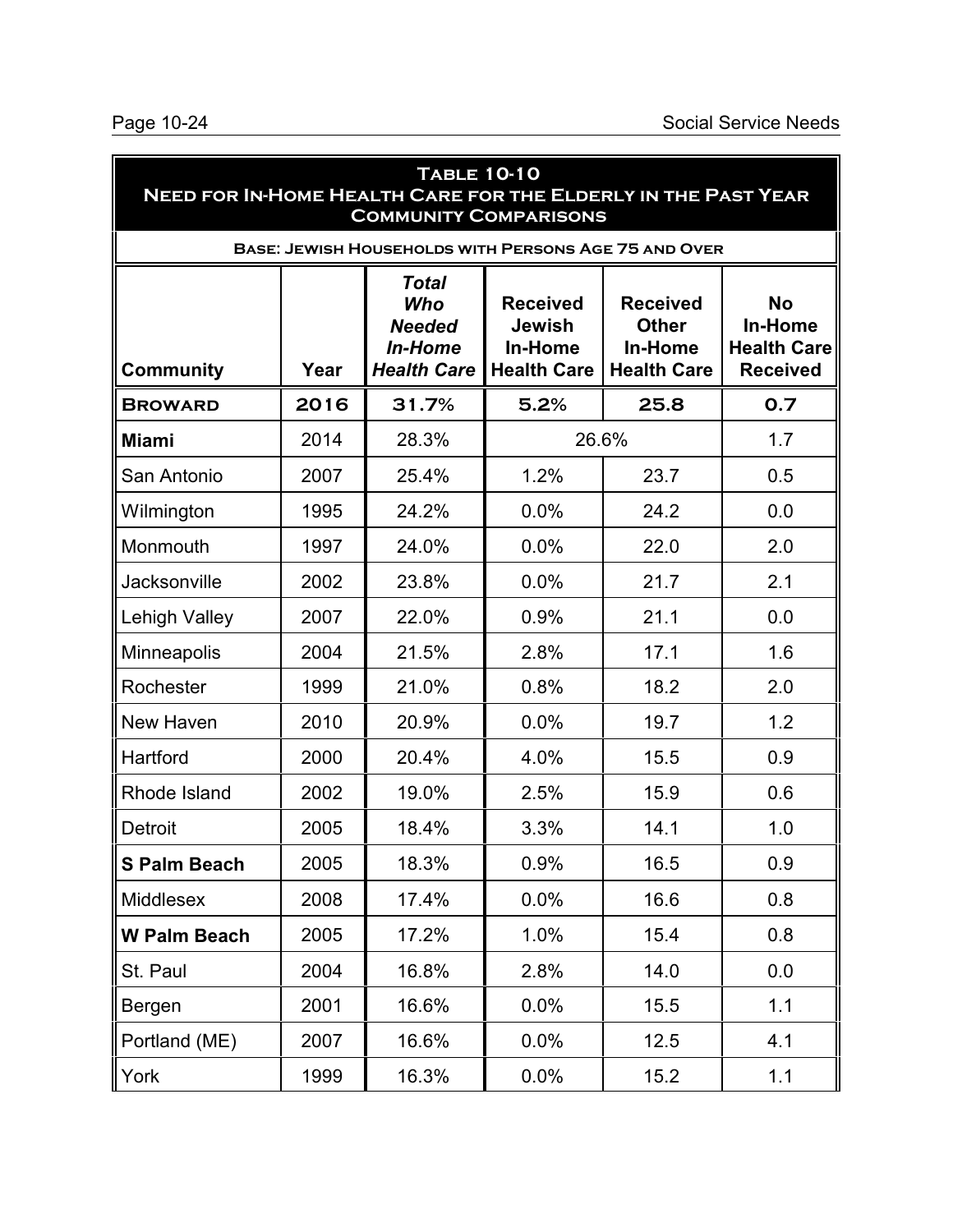## Table 10-10
## Need for In-Home Health Care for the Elderly in the Past Year
## Community Comparisons

**Base: Jewish Households with Persons Age 75 and Over**

| Community | Year | *Total Who Needed In-Home Health Care* | Received Jewish In-Home Health Care | Received Other In-Home Health Care | No In-Home Health Care Received |
|---|---|---|---|---|---|
| **Broward** | **2016** | **31.7%** | **5.2%** | **25.8** | **0.7** |
| **Miami** | 2014 | 28.3% | 26.6% | | 1.7 |
| San Antonio | 2007 | 25.4% | 1.2% | 23.7 | 0.5 |
| Wilmington | 1995 | 24.2% | 0.0% | 24.2 | 0.0 |
| Monmouth | 1997 | 24.0% | 0.0% | 22.0 | 2.0 |
| Jacksonville | 2002 | 23.8% | 0.0% | 21.7 | 2.1 |
| Lehigh Valley | 2007 | 22.0% | 0.9% | 21.1 | 0.0 |
| Minneapolis | 2004 | 21.5% | 2.8% | 17.1 | 1.6 |
| Rochester | 1999 | 21.0% | 0.8% | 18.2 | 2.0 |
| New Haven | 2010 | 20.9% | 0.0% | 19.7 | 1.2 |
| Hartford | 2000 | 20.4% | 4.0% | 15.5 | 0.9 |
| Rhode Island | 2002 | 19.0% | 2.5% | 15.9 | 0.6 |
| Detroit | 2005 | 18.4% | 3.3% | 14.1 | 1.0 |
| **S Palm Beach** | 2005 | 18.3% | 0.9% | 16.5 | 0.9 |
| Middlesex | 2008 | 17.4% | 0.0% | 16.6 | 0.8 |
| **W Palm Beach** | 2005 | 17.2% | 1.0% | 15.4 | 0.8 |
| St. Paul | 2004 | 16.8% | 2.8% | 14.0 | 0.0 |
| Bergen | 2001 | 16.6% | 0.0% | 15.5 | 1.1 |
| Portland (ME) | 2007 | 16.6% | 0.0% | 12.5 | 4.1 |
| York | 1999 | 16.3% | 0.0% | 15.2 | 1.1 |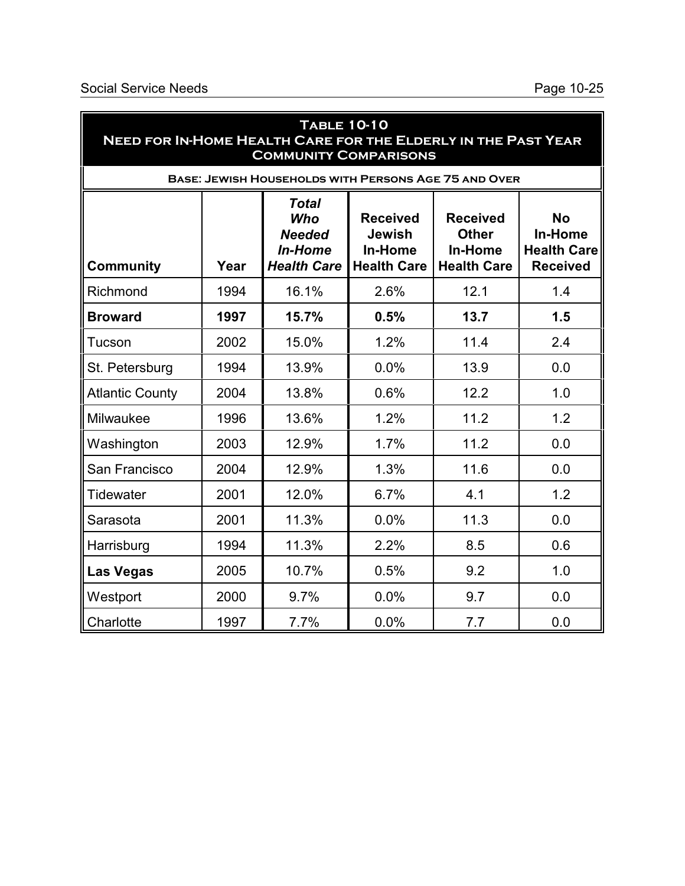## Table 10-10
## Need for In-Home Health Care for the Elderly in the Past Year
## Community Comparisons

**Base: Jewish Households with Persons Age 75 and Over**

| Community | Year | ***Total Who Needed In-Home Health Care*** | Received Jewish In-Home Health Care | Received Other In-Home Health Care | No In-Home Health Care Received |
|---|---|---|---|---|---|
| Richmond | 1994 | 16.1% | 2.6% | 12.1 | 1.4 |
| **Broward** | **1997** | **15.7%** | **0.5%** | **13.7** | **1.5** |
| Tucson | 2002 | 15.0% | 1.2% | 11.4 | 2.4 |
| St. Petersburg | 1994 | 13.9% | 0.0% | 13.9 | 0.0 |
| Atlantic County | 2004 | 13.8% | 0.6% | 12.2 | 1.0 |
| Milwaukee | 1996 | 13.6% | 1.2% | 11.2 | 1.2 |
| Washington | 2003 | 12.9% | 1.7% | 11.2 | 0.0 |
| San Francisco | 2004 | 12.9% | 1.3% | 11.6 | 0.0 |
| Tidewater | 2001 | 12.0% | 6.7% | 4.1 | 1.2 |
| Sarasota | 2001 | 11.3% | 0.0% | 11.3 | 0.0 |
| Harrisburg | 1994 | 11.3% | 2.2% | 8.5 | 0.6 |
| **Las Vegas** | 2005 | 10.7% | 0.5% | 9.2 | 1.0 |
| Westport | 2000 | 9.7% | 0.0% | 9.7 | 0.0 |
| Charlotte | 1997 | 7.7% | 0.0% | 7.7 | 0.0 |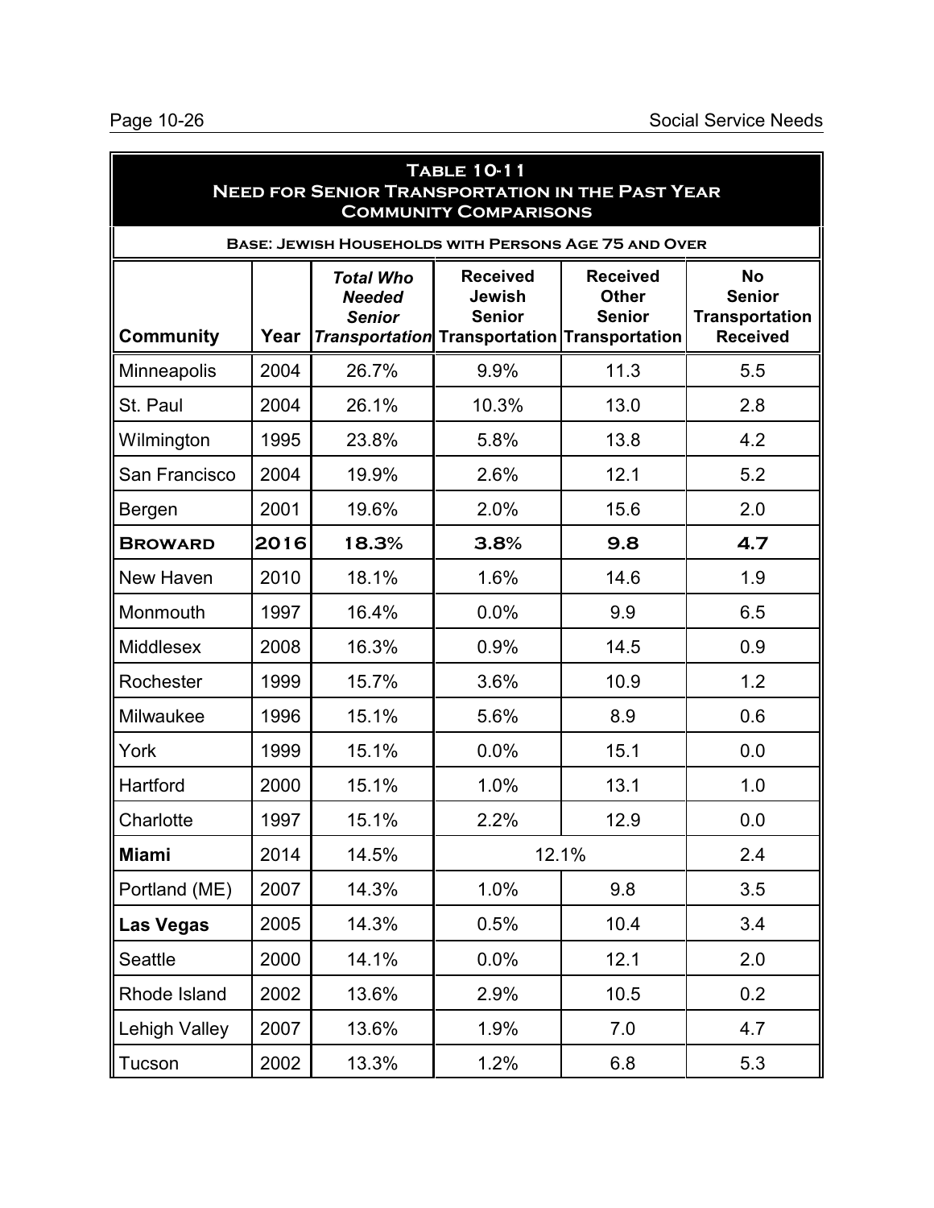**Table 10-11**
**Need for Senior Transportation in the Past Year**
**Community Comparisons**

**Base: Jewish Households with Persons Age 75 and Over**

| Community | Year | *Total Who Needed Senior Transportation* | Received Jewish Senior Transportation | Received Other Senior Transportation | No Senior Transportation Received |
|---|---|---|---|---|---|
| Minneapolis | 2004 | 26.7% | 9.9% | 11.3 | 5.5 |
| St. Paul | 2004 | 26.1% | 10.3% | 13.0 | 2.8 |
| Wilmington | 1995 | 23.8% | 5.8% | 13.8 | 4.2 |
| San Francisco | 2004 | 19.9% | 2.6% | 12.1 | 5.2 |
| Bergen | 2001 | 19.6% | 2.0% | 15.6 | 2.0 |
| **Broward** | **2016** | **18.3%** | **3.8%** | **9.8** | **4.7** |
| New Haven | 2010 | 18.1% | 1.6% | 14.6 | 1.9 |
| Monmouth | 1997 | 16.4% | 0.0% | 9.9 | 6.5 |
| Middlesex | 2008 | 16.3% | 0.9% | 14.5 | 0.9 |
| Rochester | 1999 | 15.7% | 3.6% | 10.9 | 1.2 |
| Milwaukee | 1996 | 15.1% | 5.6% | 8.9 | 0.6 |
| York | 1999 | 15.1% | 0.0% | 15.1 | 0.0 |
| Hartford | 2000 | 15.1% | 1.0% | 13.1 | 1.0 |
| Charlotte | 1997 | 15.1% | 2.2% | 12.9 | 0.0 |
| **Miami** | 2014 | 14.5% | 12.1% | | 2.4 |
| Portland (ME) | 2007 | 14.3% | 1.0% | 9.8 | 3.5 |
| **Las Vegas** | 2005 | 14.3% | 0.5% | 10.4 | 3.4 |
| Seattle | 2000 | 14.1% | 0.0% | 12.1 | 2.0 |
| Rhode Island | 2002 | 13.6% | 2.9% | 10.5 | 0.2 |
| Lehigh Valley | 2007 | 13.6% | 1.9% | 7.0 | 4.7 |
| Tucson | 2002 | 13.3% | 1.2% | 6.8 | 5.3 |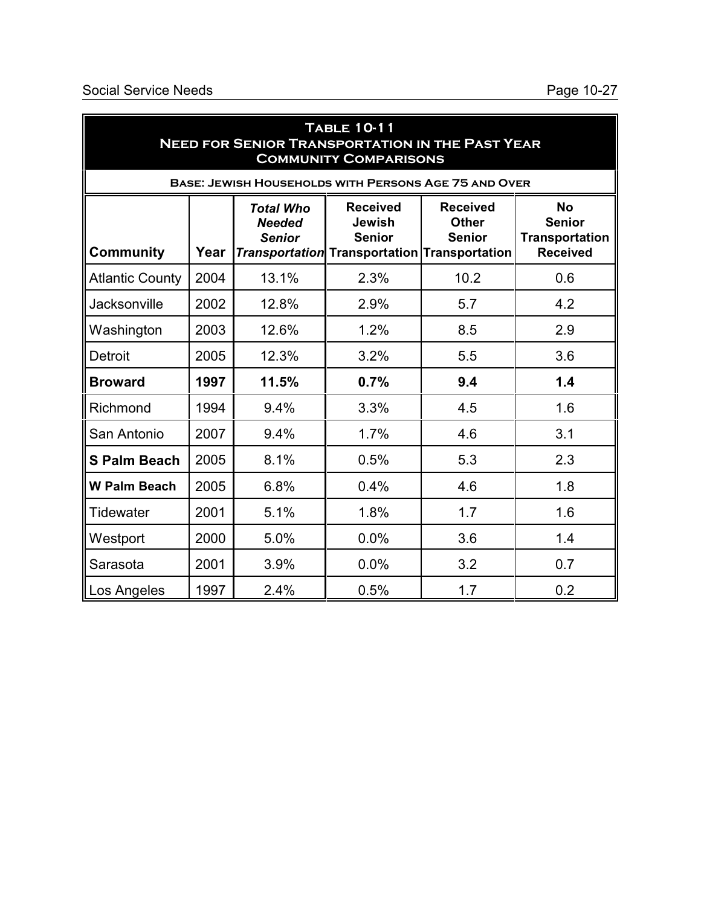## Table 10-11
## Need for Senior Transportation in the Past Year
## Community Comparisons

**Base: Jewish Households with Persons Age 75 and Over**

| Community | Year | *Total Who Needed Senior Transportation* | Received Jewish Senior Transportation | Received Other Senior Transportation | No Senior Transportation Received |
|---|---|---|---|---|---|
| Atlantic County | 2004 | 13.1% | 2.3% | 10.2 | 0.6 |
| Jacksonville | 2002 | 12.8% | 2.9% | 5.7 | 4.2 |
| Washington | 2003 | 12.6% | 1.2% | 8.5 | 2.9 |
| Detroit | 2005 | 12.3% | 3.2% | 5.5 | 3.6 |
| **Broward** | **1997** | **11.5%** | **0.7%** | **9.4** | **1.4** |
| Richmond | 1994 | 9.4% | 3.3% | 4.5 | 1.6 |
| San Antonio | 2007 | 9.4% | 1.7% | 4.6 | 3.1 |
| **S Palm Beach** | 2005 | 8.1% | 0.5% | 5.3 | 2.3 |
| **W Palm Beach** | 2005 | 6.8% | 0.4% | 4.6 | 1.8 |
| Tidewater | 2001 | 5.1% | 1.8% | 1.7 | 1.6 |
| Westport | 2000 | 5.0% | 0.0% | 3.6 | 1.4 |
| Sarasota | 2001 | 3.9% | 0.0% | 3.2 | 0.7 |
| Los Angeles | 1997 | 2.4% | 0.5% | 1.7 | 0.2 |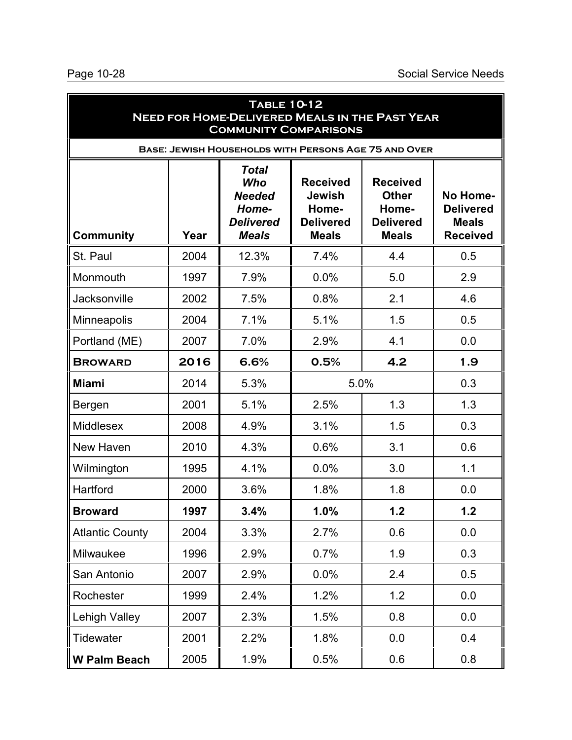**Table 10-12**
**Need for Home-Delivered Meals in the Past Year**
**Community Comparisons**

**Base: Jewish Households with Persons Age 75 and Over**

| Community | Year | *Total Who Needed Home-Delivered Meals* | Received Jewish Home-Delivered Meals | Received Other Home-Delivered Meals | No Home-Delivered Meals Received |
|---|---|---|---|---|---|
| St. Paul | 2004 | 12.3% | 7.4% | 4.4 | 0.5 |
| Monmouth | 1997 | 7.9% | 0.0% | 5.0 | 2.9 |
| Jacksonville | 2002 | 7.5% | 0.8% | 2.1 | 4.6 |
| Minneapolis | 2004 | 7.1% | 5.1% | 1.5 | 0.5 |
| Portland (ME) | 2007 | 7.0% | 2.9% | 4.1 | 0.0 |
| **Broward** | **2016** | **6.6%** | **0.5%** | **4.2** | **1.9** |
| **Miami** | 2014 | 5.3% | 5.0% | | 0.3 |
| Bergen | 2001 | 5.1% | 2.5% | 1.3 | 1.3 |
| Middlesex | 2008 | 4.9% | 3.1% | 1.5 | 0.3 |
| New Haven | 2010 | 4.3% | 0.6% | 3.1 | 0.6 |
| Wilmington | 1995 | 4.1% | 0.0% | 3.0 | 1.1 |
| Hartford | 2000 | 3.6% | 1.8% | 1.8 | 0.0 |
| **Broward** | **1997** | **3.4%** | **1.0%** | **1.2** | **1.2** |
| Atlantic County | 2004 | 3.3% | 2.7% | 0.6 | 0.0 |
| Milwaukee | 1996 | 2.9% | 0.7% | 1.9 | 0.3 |
| San Antonio | 2007 | 2.9% | 0.0% | 2.4 | 0.5 |
| Rochester | 1999 | 2.4% | 1.2% | 1.2 | 0.0 |
| Lehigh Valley | 2007 | 2.3% | 1.5% | 0.8 | 0.0 |
| Tidewater | 2001 | 2.2% | 1.8% | 0.0 | 0.4 |
| **W Palm Beach** | 2005 | 1.9% | 0.5% | 0.6 | 0.8 |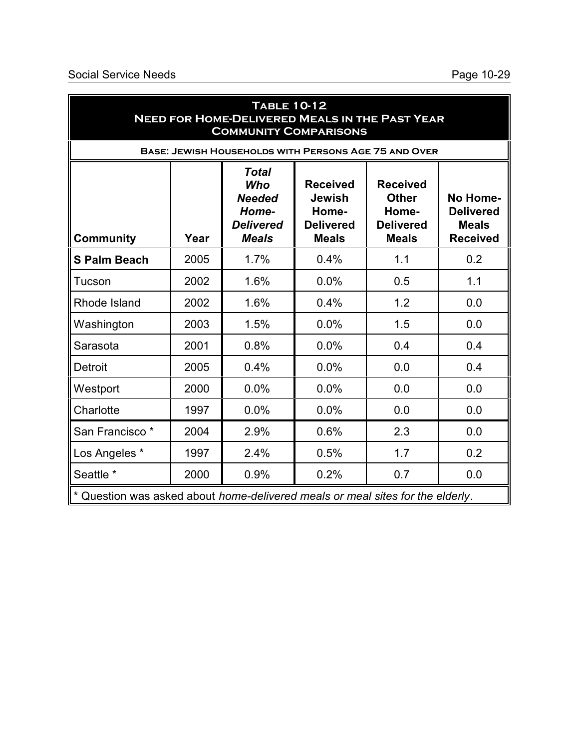## Table 10-12
## Need for Home-Delivered Meals in the Past Year
## Community Comparisons

**Base: Jewish Households with Persons Age 75 and Over**

| Community | Year | ***Total Who Needed Home-Delivered Meals*** | **Received Jewish Home-Delivered Meals** | **Received Other Home-Delivered Meals** | **No Home-Delivered Meals Received** |
|---|---|---|---|---|---|
| **S Palm Beach** | 2005 | 1.7% | 0.4% | 1.1 | 0.2 |
| Tucson | 2002 | 1.6% | 0.0% | 0.5 | 1.1 |
| Rhode Island | 2002 | 1.6% | 0.4% | 1.2 | 0.0 |
| Washington | 2003 | 1.5% | 0.0% | 1.5 | 0.0 |
| Sarasota | 2001 | 0.8% | 0.0% | 0.4 | 0.4 |
| Detroit | 2005 | 0.4% | 0.0% | 0.0 | 0.4 |
| Westport | 2000 | 0.0% | 0.0% | 0.0 | 0.0 |
| Charlotte | 1997 | 0.0% | 0.0% | 0.0 | 0.0 |
| San Francisco * | 2004 | 2.9% | 0.6% | 2.3 | 0.0 |
| Los Angeles * | 1997 | 2.4% | 0.5% | 1.7 | 0.2 |
| Seattle * | 2000 | 0.9% | 0.2% | 0.7 | 0.0 |

* Question was asked about *home-delivered meals or meal sites for the elderly*.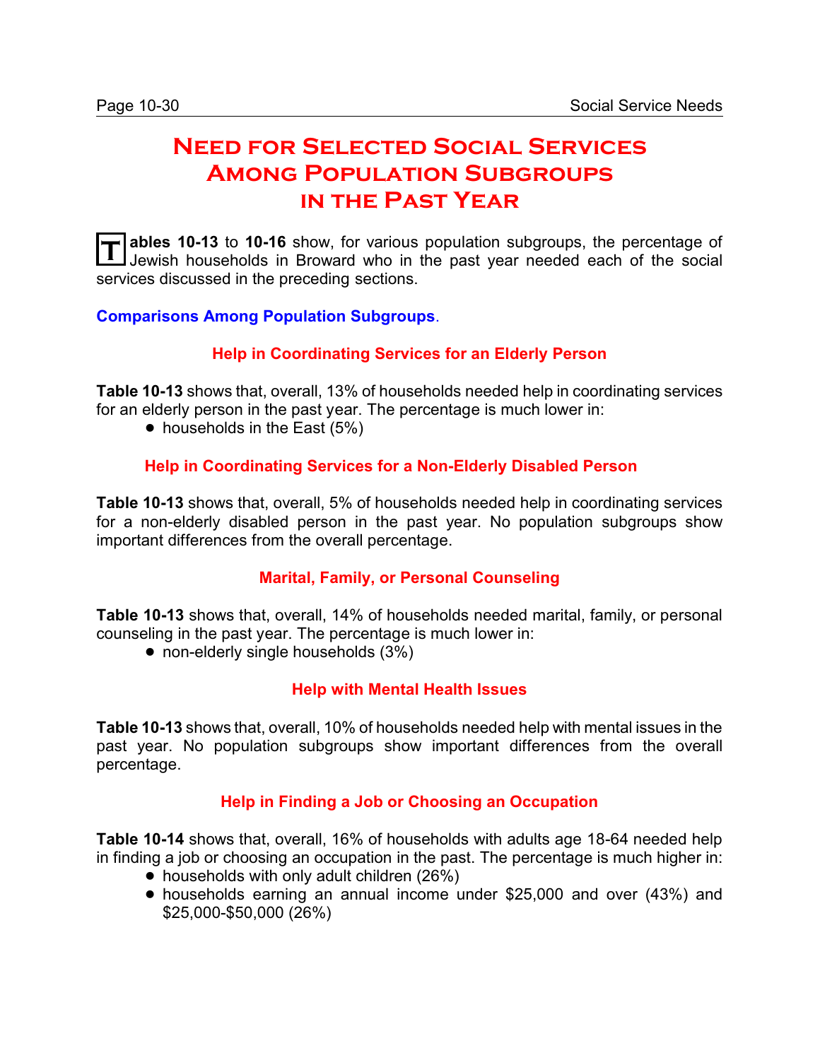# Need for Selected Social Services Among Population Subgroups in the Past Year

**Tables 10-13** to **10-16** show, for various population subgroups, the percentage of Jewish households in Broward who in the past year needed each of the social services discussed in the preceding sections.

**Comparisons Among Population Subgroups**.

### Help in Coordinating Services for an Elderly Person

**Table 10-13** shows that, overall, 13% of households needed help in coordinating services for an elderly person in the past year. The percentage is much lower in:

- households in the East (5%)

### Help in Coordinating Services for a Non-Elderly Disabled Person

**Table 10-13** shows that, overall, 5% of households needed help in coordinating services for a non-elderly disabled person in the past year. No population subgroups show important differences from the overall percentage.

### Marital, Family, or Personal Counseling

**Table 10-13** shows that, overall, 14% of households needed marital, family, or personal counseling in the past year. The percentage is much lower in:

- non-elderly single households (3%)

### Help with Mental Health Issues

**Table 10-13** shows that, overall, 10% of households needed help with mental issues in the past year. No population subgroups show important differences from the overall percentage.

### Help in Finding a Job or Choosing an Occupation

**Table 10-14** shows that, overall, 16% of households with adults age 18-64 needed help in finding a job or choosing an occupation in the past. The percentage is much higher in:

- households with only adult children (26%)
- households earning an annual income under $25,000 and over (43%) and $25,000-$50,000 (26%)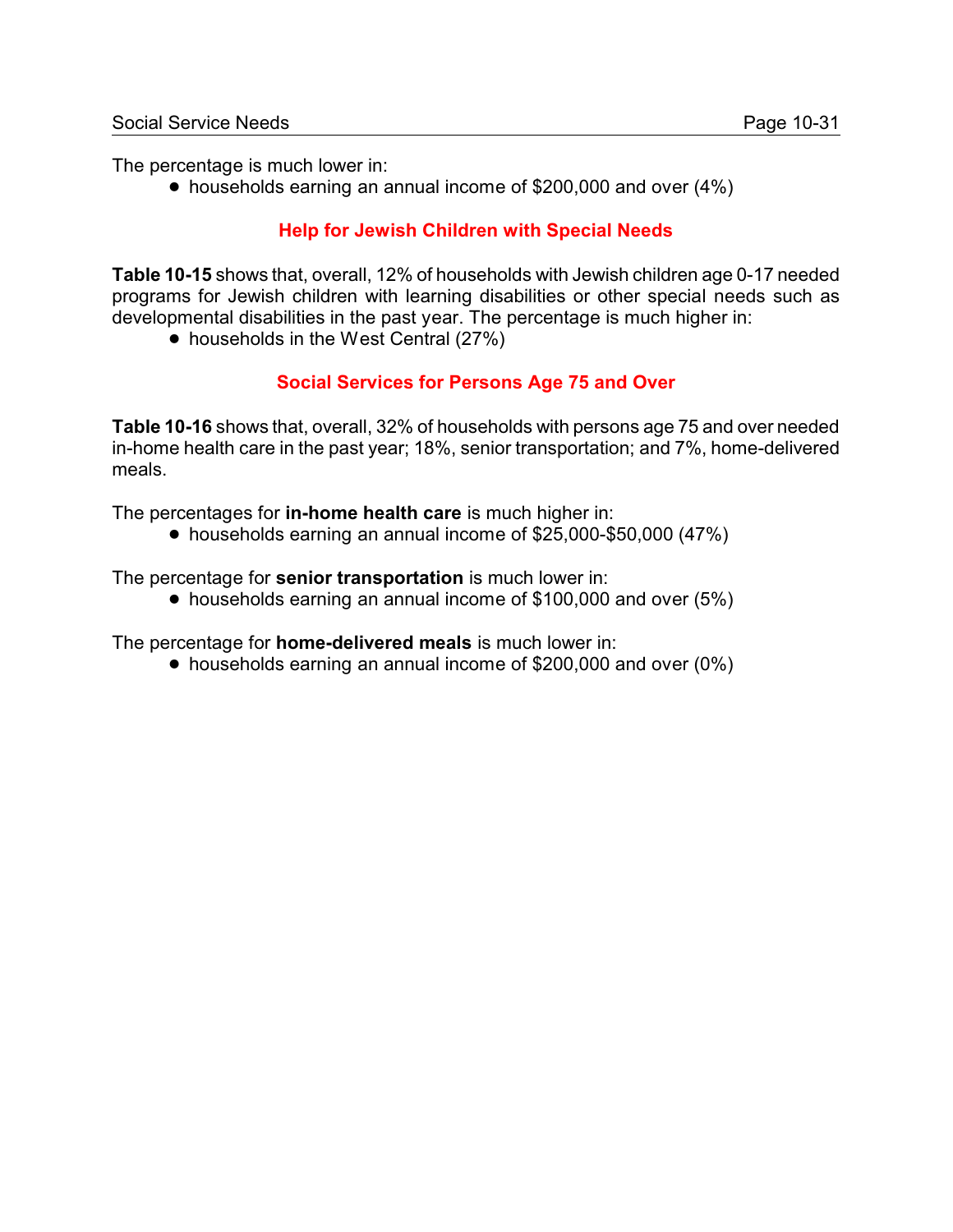The percentage is much lower in:

- households earning an annual income of $200,000 and over (4%)

## Help for Jewish Children with Special Needs

**Table 10-15** shows that, overall, 12% of households with Jewish children age 0-17 needed programs for Jewish children with learning disabilities or other special needs such as developmental disabilities in the past year. The percentage is much higher in:

- households in the West Central (27%)

## Social Services for Persons Age 75 and Over

**Table 10-16** shows that, overall, 32% of households with persons age 75 and over needed in-home health care in the past year; 18%, senior transportation; and 7%, home-delivered meals.

The percentages for **in-home health care** is much higher in:

- households earning an annual income of $25,000-$50,000 (47%)

The percentage for **senior transportation** is much lower in:

- households earning an annual income of $100,000 and over (5%)

The percentage for **home-delivered meals** is much lower in:

- households earning an annual income of $200,000 and over (0%)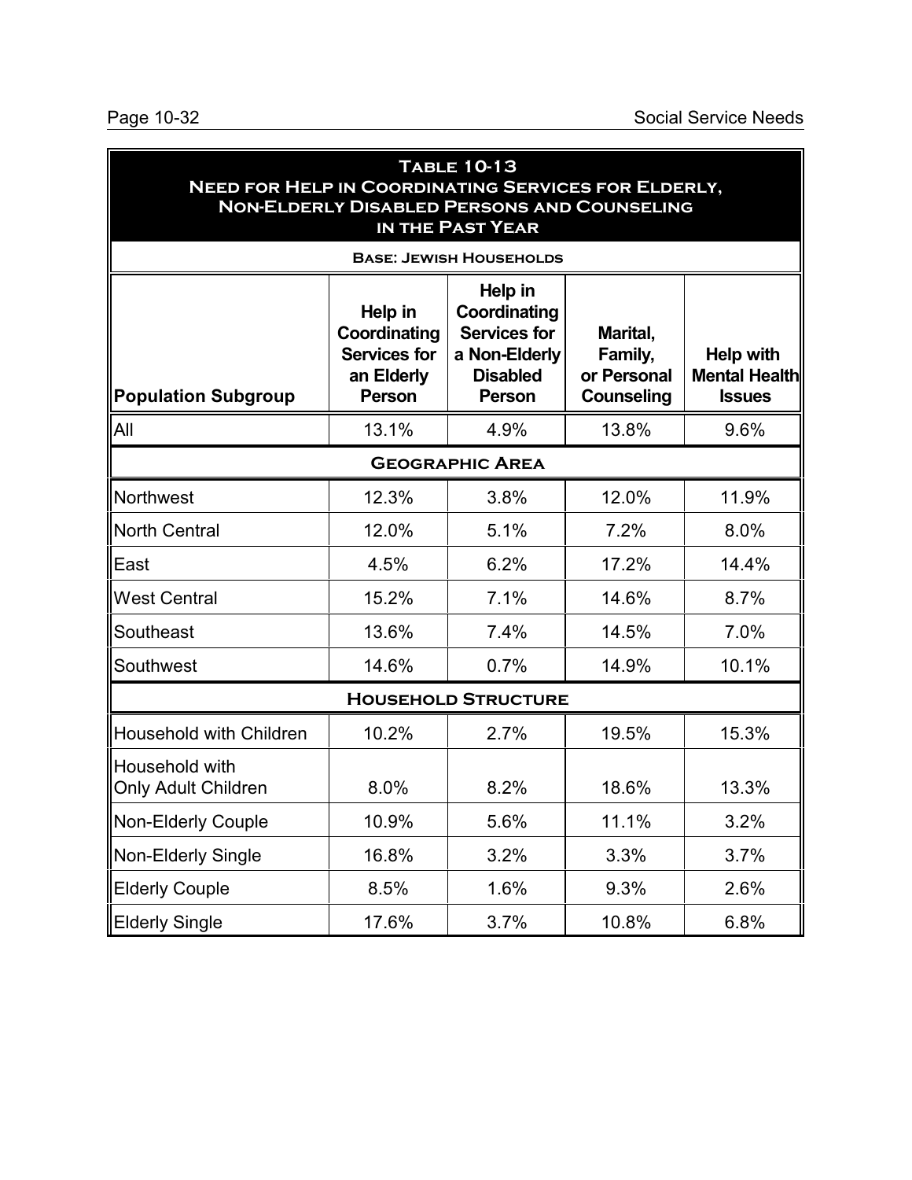## Table 10-13
## Need for Help in Coordinating Services for Elderly, Non-Elderly Disabled Persons and Counseling in the Past Year

**Base: Jewish Households**

| Population Subgroup | Help in Coordinating Services for an Elderly Person | Help in Coordinating Services for a Non-Elderly Disabled Person | Marital, Family, or Personal Counseling | Help with Mental Health Issues |
|---|---|---|---|---|
| All | 13.1% | 4.9% | 13.8% | 9.6% |
| **Geographic Area** | | | | |
| Northwest | 12.3% | 3.8% | 12.0% | 11.9% |
| North Central | 12.0% | 5.1% | 7.2% | 8.0% |
| East | 4.5% | 6.2% | 17.2% | 14.4% |
| West Central | 15.2% | 7.1% | 14.6% | 8.7% |
| Southeast | 13.6% | 7.4% | 14.5% | 7.0% |
| Southwest | 14.6% | 0.7% | 14.9% | 10.1% |
| **Household Structure** | | | | |
| Household with Children | 10.2% | 2.7% | 19.5% | 15.3% |
| Household with Only Adult Children | 8.0% | 8.2% | 18.6% | 13.3% |
| Non-Elderly Couple | 10.9% | 5.6% | 11.1% | 3.2% |
| Non-Elderly Single | 16.8% | 3.2% | 3.3% | 3.7% |
| Elderly Couple | 8.5% | 1.6% | 9.3% | 2.6% |
| Elderly Single | 17.6% | 3.7% | 10.8% | 6.8% |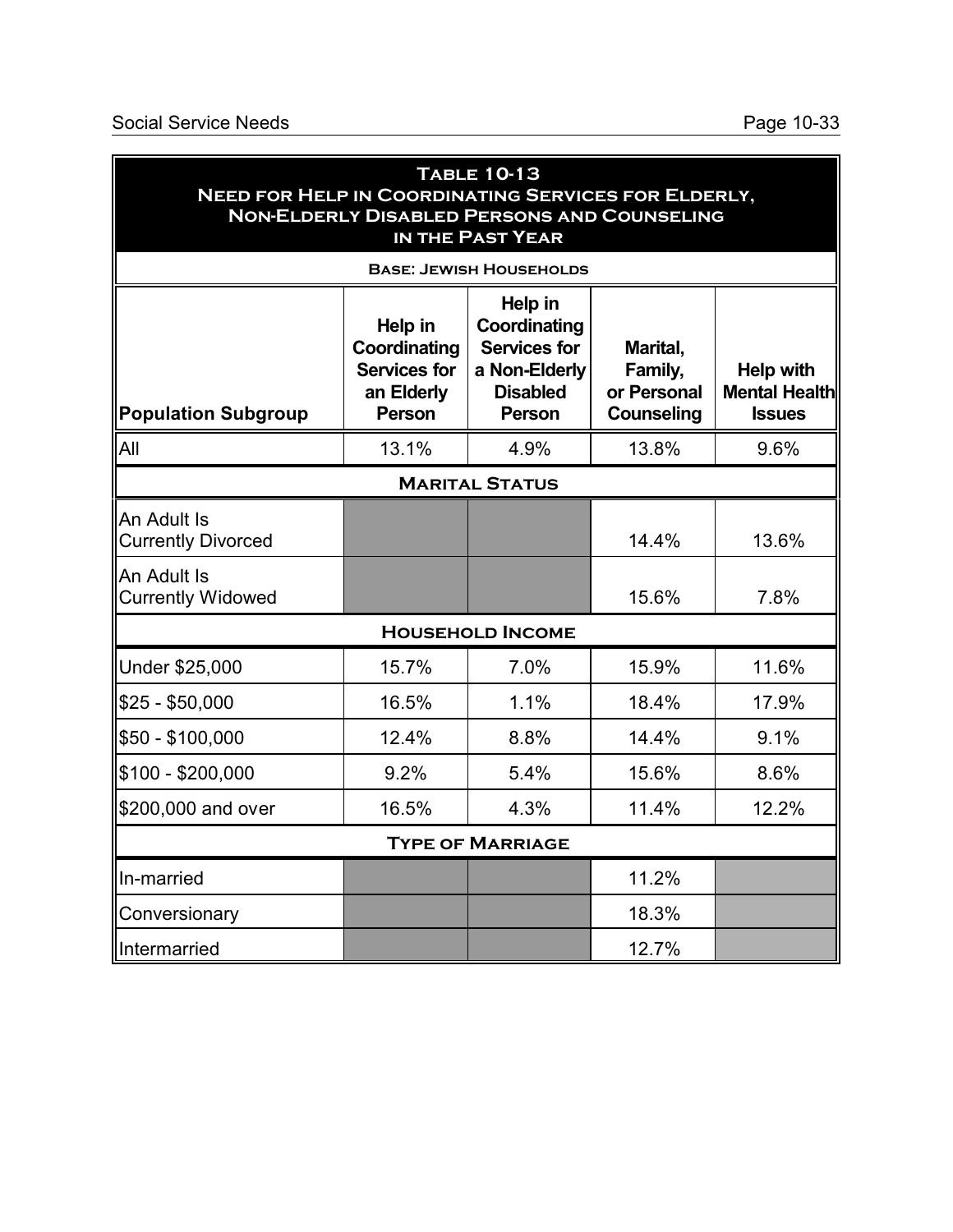| Table 10-13<br>Need for Help in Coordinating Services for Elderly, Non-Elderly Disabled Persons and Counseling in the Past Year | | | | |
|---|---|---|---|---|
| Base: Jewish Households | | | | |
| Population Subgroup | Help in Coordinating Services for an Elderly Person | Help in Coordinating Services for a Non-Elderly Disabled Person | Marital, Family, or Personal Counseling | Help with Mental Health Issues |
| All | 13.1% | 4.9% | 13.8% | 9.6% |
| **Marital Status** | | | | |
| An Adult Is Currently Divorced | | | 14.4% | 13.6% |
| An Adult Is Currently Widowed | | | 15.6% | 7.8% |
| **Household Income** | | | | |
| Under $25,000 | 15.7% | 7.0% | 15.9% | 11.6% |
| $25 - $50,000 | 16.5% | 1.1% | 18.4% | 17.9% |
| $50 - $100,000 | 12.4% | 8.8% | 14.4% | 9.1% |
| $100 - $200,000 | 9.2% | 5.4% | 15.6% | 8.6% |
| $200,000 and over | 16.5% | 4.3% | 11.4% | 12.2% |
| **Type of Marriage** | | | | |
| In-married | | | 11.2% | |
| Conversionary | | | 18.3% | |
| Intermarried | | | 12.7% | |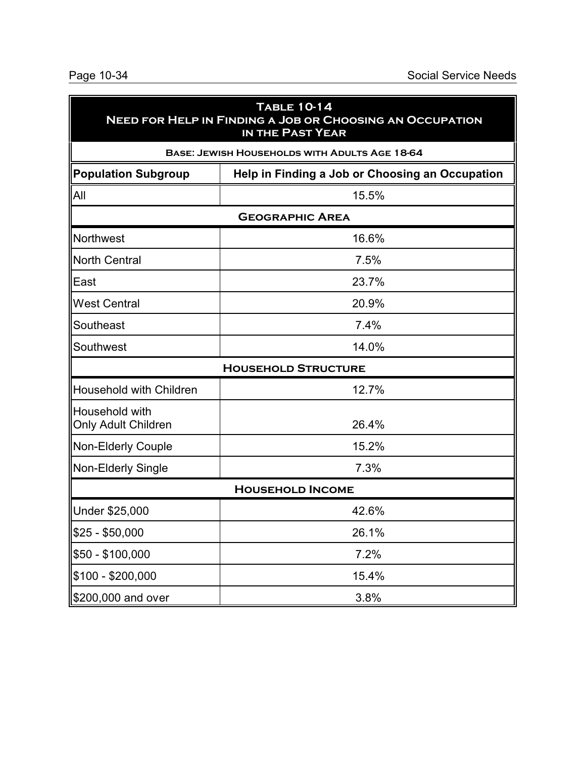## Table 10-14
## Need for Help in Finding a Job or Choosing an Occupation in the Past Year

**Base: Jewish Households with Adults Age 18-64**

| Population Subgroup | Help in Finding a Job or Choosing an Occupation |
|---|---|
| All | 15.5% |
| **Geographic Area** | |
| Northwest | 16.6% |
| North Central | 7.5% |
| East | 23.7% |
| West Central | 20.9% |
| Southeast | 7.4% |
| Southwest | 14.0% |
| **Household Structure** | |
| Household with Children | 12.7% |
| Household with Only Adult Children | 26.4% |
| Non-Elderly Couple | 15.2% |
| Non-Elderly Single | 7.3% |
| **Household Income** | |
| Under $25,000 | 42.6% |
| $25 - $50,000 | 26.1% |
| $50 - $100,000 | 7.2% |
| $100 - $200,000 | 15.4% |
| $200,000 and over | 3.8% |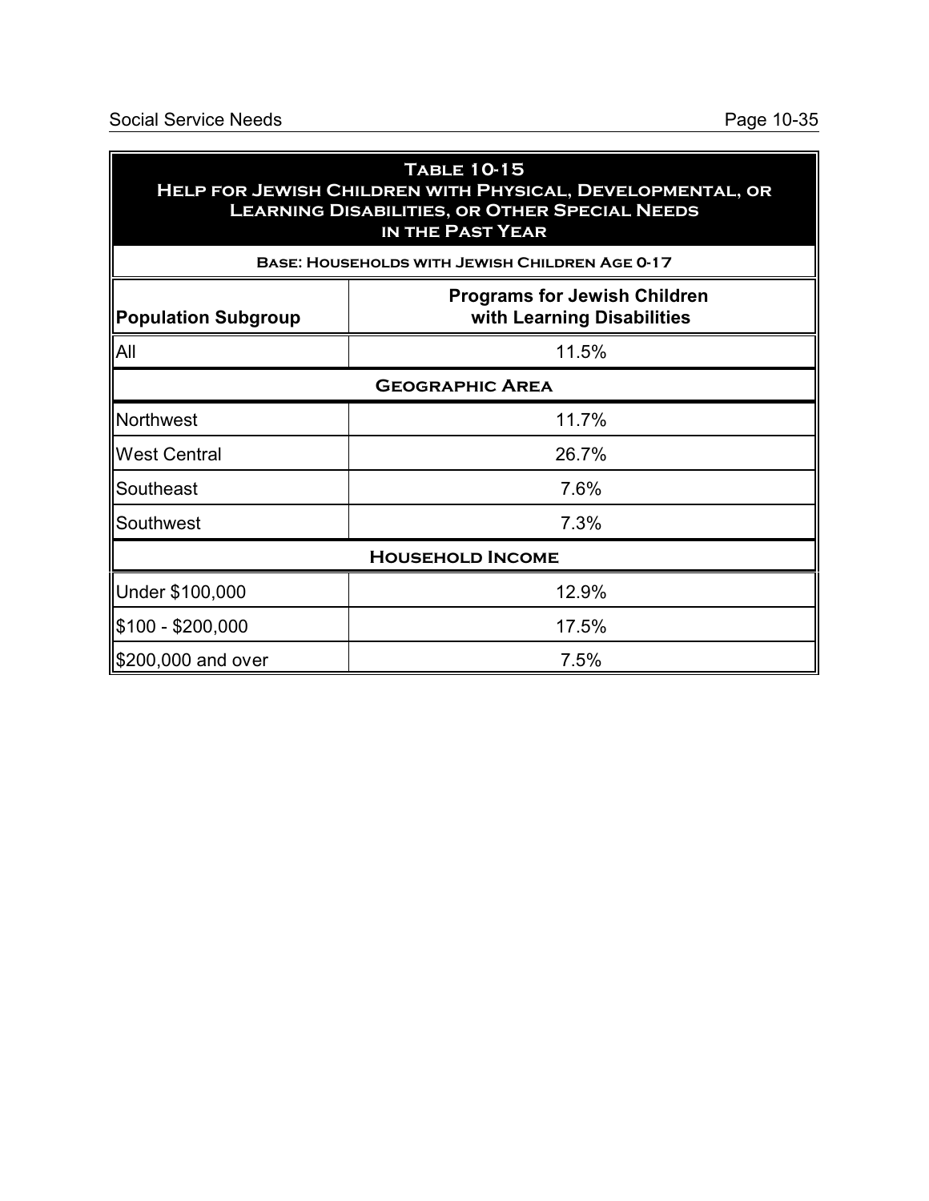**Table 10-15**
**Help for Jewish Children with Physical, Developmental, or Learning Disabilities, or Other Special Needs in the Past Year**

**Base: Households with Jewish Children Age 0-17**

| Population Subgroup | Programs for Jewish Children with Learning Disabilities |
|---|---|
| All | 11.5% |
| **Geographic Area** | |
| Northwest | 11.7% |
| West Central | 26.7% |
| Southeast | 7.6% |
| Southwest | 7.3% |
| **Household Income** | |
| Under $100,000 | 12.9% |
| $100 - $200,000 | 17.5% |
| $200,000 and over | 7.5% |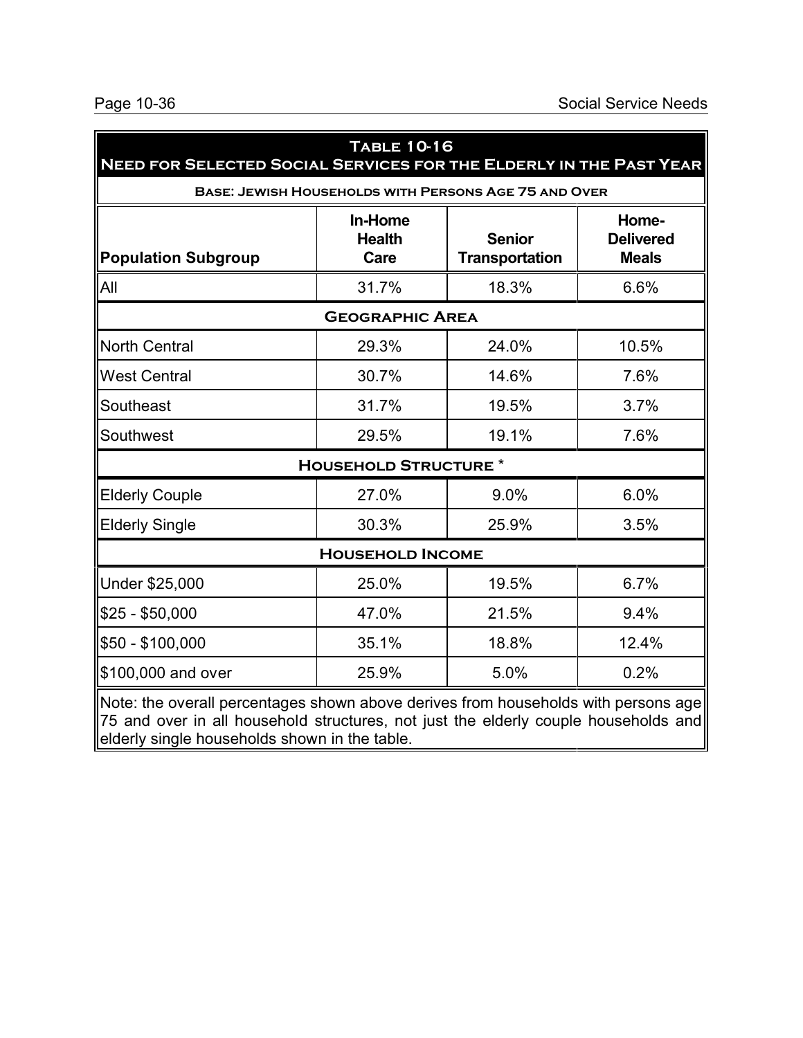**Table 10-16**
**Need for Selected Social Services for the Elderly in the Past Year**

**Base: Jewish Households with Persons Age 75 and Over**

| Population Subgroup | In-Home Health Care | Senior Transportation | Home-Delivered Meals |
|---|---|---|---|
| All | 31.7% | 18.3% | 6.6% |
| **Geographic Area** | | | |
| North Central | 29.3% | 24.0% | 10.5% |
| West Central | 30.7% | 14.6% | 7.6% |
| Southeast | 31.7% | 19.5% | 3.7% |
| Southwest | 29.5% | 19.1% | 7.6% |
| **Household Structure *** | | | |
| Elderly Couple | 27.0% | 9.0% | 6.0% |
| Elderly Single | 30.3% | 25.9% | 3.5% |
| **Household Income** | | | |
| Under $25,000 | 25.0% | 19.5% | 6.7% |
| $25 - $50,000 | 47.0% | 21.5% | 9.4% |
| $50 - $100,000 | 35.1% | 18.8% | 12.4% |
| $100,000 and over | 25.9% | 5.0% | 0.2% |

Note: the overall percentages shown above derives from households with persons age 75 and over in all household structures, not just the elderly couple households and elderly single households shown in the table.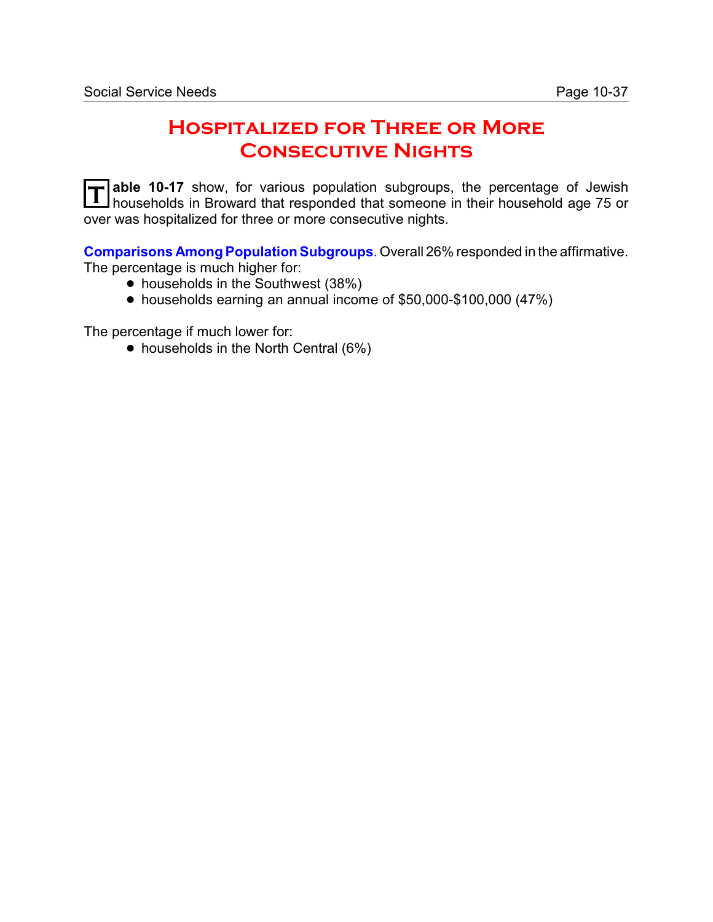# Hospitalized for Three or More Consecutive Nights

**Table 10-17** show, for various population subgroups, the percentage of Jewish households in Broward that responded that someone in their household age 75 or over was hospitalized for three or more consecutive nights.

**Comparisons Among Population Subgroups**. Overall 26% responded in the affirmative. The percentage is much higher for:

- households in the Southwest (38%)
- households earning an annual income of $50,000-$100,000 (47%)

The percentage if much lower for:

- households in the North Central (6%)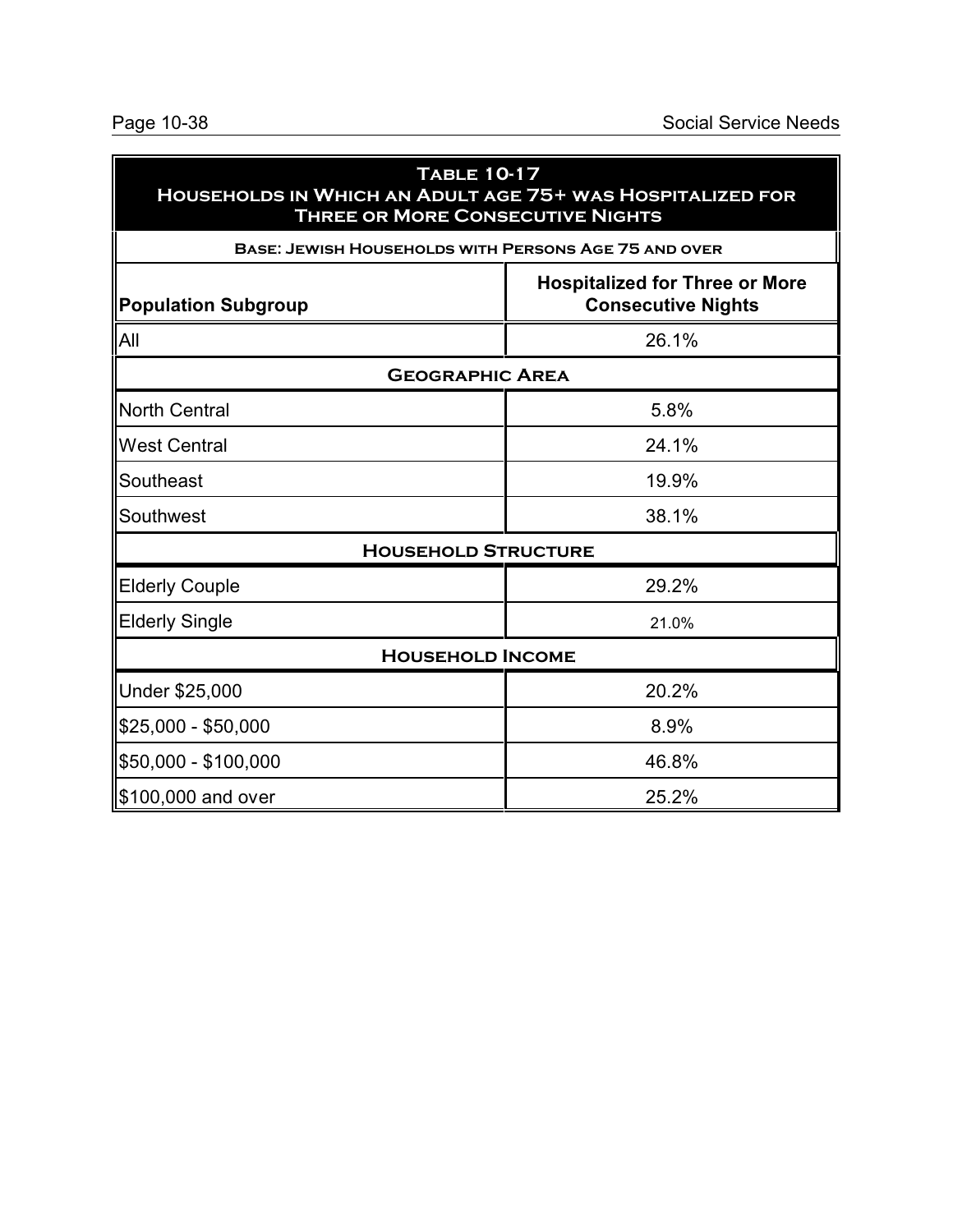**Table 10-17**
**Households in Which an Adult age 75+ was Hospitalized for Three or More Consecutive Nights**

**Base: Jewish Households with Persons Age 75 and over**

| Population Subgroup | Hospitalized for Three or More Consecutive Nights |
|---|---|
| All | 26.1% |
| **Geographic Area** | |
| North Central | 5.8% |
| West Central | 24.1% |
| Southeast | 19.9% |
| Southwest | 38.1% |
| **Household Structure** | |
| Elderly Couple | 29.2% |
| Elderly Single | 21.0% |
| **Household Income** | |
| Under $25,000 | 20.2% |
| $25,000 - $50,000 | 8.9% |
| $50,000 - $100,000 | 46.8% |
| $100,000 and over | 25.2% |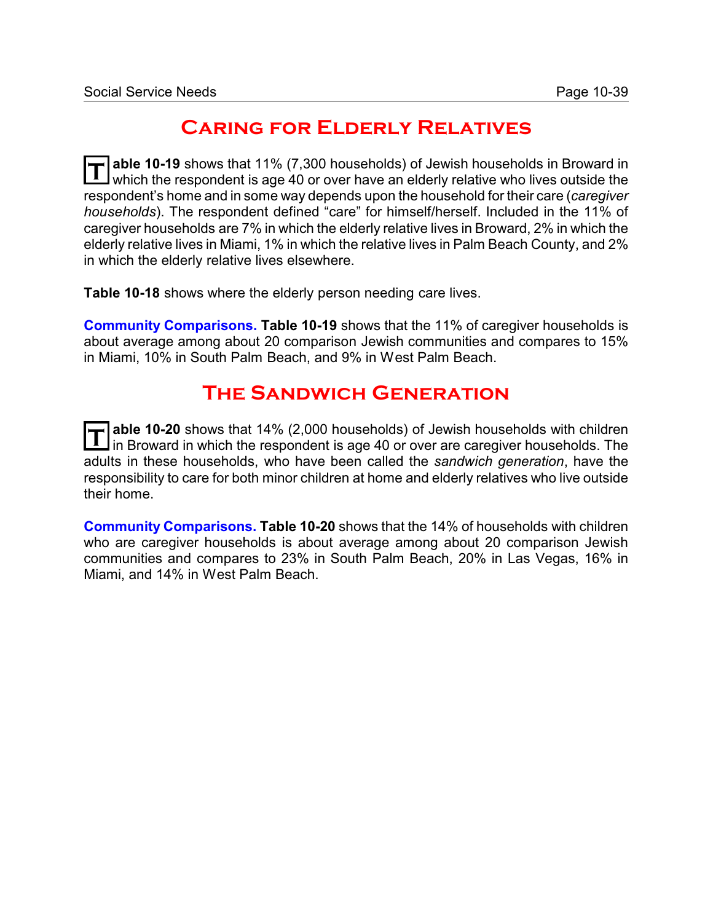## Caring for Elderly Relatives

**Table 10-19** shows that 11% (7,300 households) of Jewish households in Broward in which the respondent is age 40 or over have an elderly relative who lives outside the respondent's home and in some way depends upon the household for their care (*caregiver households*). The respondent defined "care" for himself/herself. Included in the 11% of caregiver households are 7% in which the elderly relative lives in Broward, 2% in which the elderly relative lives in Miami, 1% in which the relative lives in Palm Beach County, and 2% in which the elderly relative lives elsewhere.

**Table 10-18** shows where the elderly person needing care lives.

**Community Comparisons.** **Table 10-19** shows that the 11% of caregiver households is about average among about 20 comparison Jewish communities and compares to 15% in Miami, 10% in South Palm Beach, and 9% in West Palm Beach.

## The Sandwich Generation

**Table 10-20** shows that 14% (2,000 households) of Jewish households with children in Broward in which the respondent is age 40 or over are caregiver households. The adults in these households, who have been called the *sandwich generation*, have the responsibility to care for both minor children at home and elderly relatives who live outside their home.

**Community Comparisons.** **Table 10-20** shows that the 14% of households with children who are caregiver households is about average among about 20 comparison Jewish communities and compares to 23% in South Palm Beach, 20% in Las Vegas, 16% in Miami, and 14% in West Palm Beach.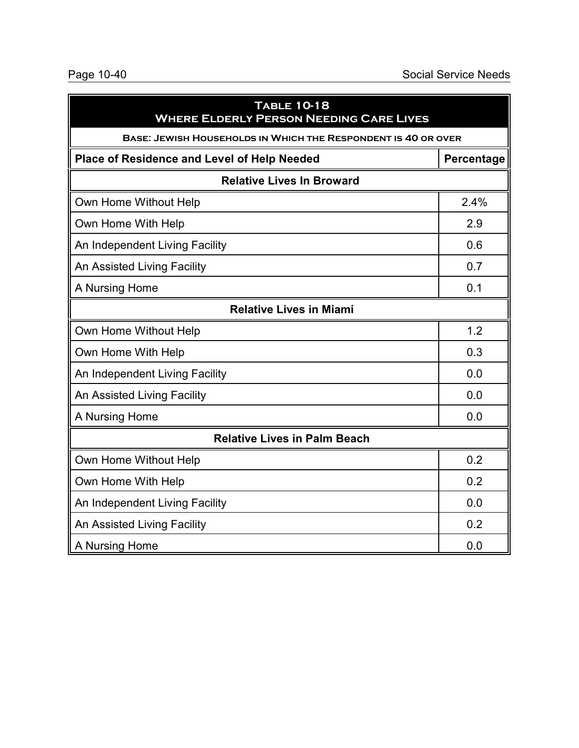## Table 10-18
## Where Elderly Person Needing Care Lives

**Base: Jewish Households in Which the Respondent is 40 or over**

| Place of Residence and Level of Help Needed | Percentage |
|---|---|
| **Relative Lives In Broward** | |
| Own Home Without Help | 2.4% |
| Own Home With Help | 2.9 |
| An Independent Living Facility | 0.6 |
| An Assisted Living Facility | 0.7 |
| A Nursing Home | 0.1 |
| **Relative Lives in Miami** | |
| Own Home Without Help | 1.2 |
| Own Home With Help | 0.3 |
| An Independent Living Facility | 0.0 |
| An Assisted Living Facility | 0.0 |
| A Nursing Home | 0.0 |
| **Relative Lives in Palm Beach** | |
| Own Home Without Help | 0.2 |
| Own Home With Help | 0.2 |
| An Independent Living Facility | 0.0 |
| An Assisted Living Facility | 0.2 |
| A Nursing Home | 0.0 |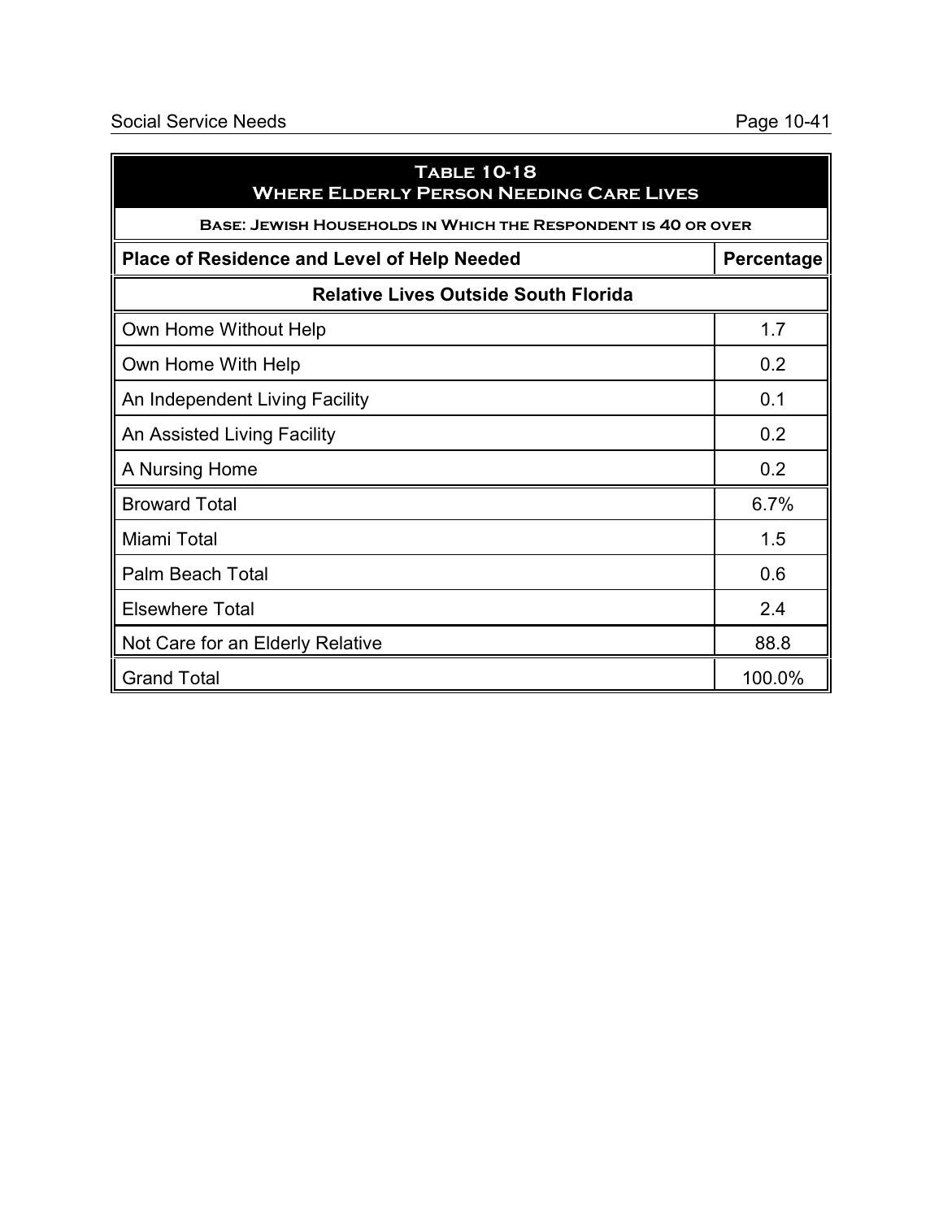| **Table 10-18** **Where Elderly Person Needing Care Lives** | |
|---|---|
| **Base: Jewish Households in Which the Respondent is 40 or over** | |
| **Place of Residence and Level of Help Needed** | **Percentage** |
| **Relative Lives Outside South Florida** | |
| Own Home Without Help | 1.7 |
| Own Home With Help | 0.2 |
| An Independent Living Facility | 0.1 |
| An Assisted Living Facility | 0.2 |
| A Nursing Home | 0.2 |
| Broward Total | 6.7% |
| Miami Total | 1.5 |
| Palm Beach Total | 0.6 |
| Elsewhere Total | 2.4 |
| Not Care for an Elderly Relative | 88.8 |
| Grand Total | 100.0% |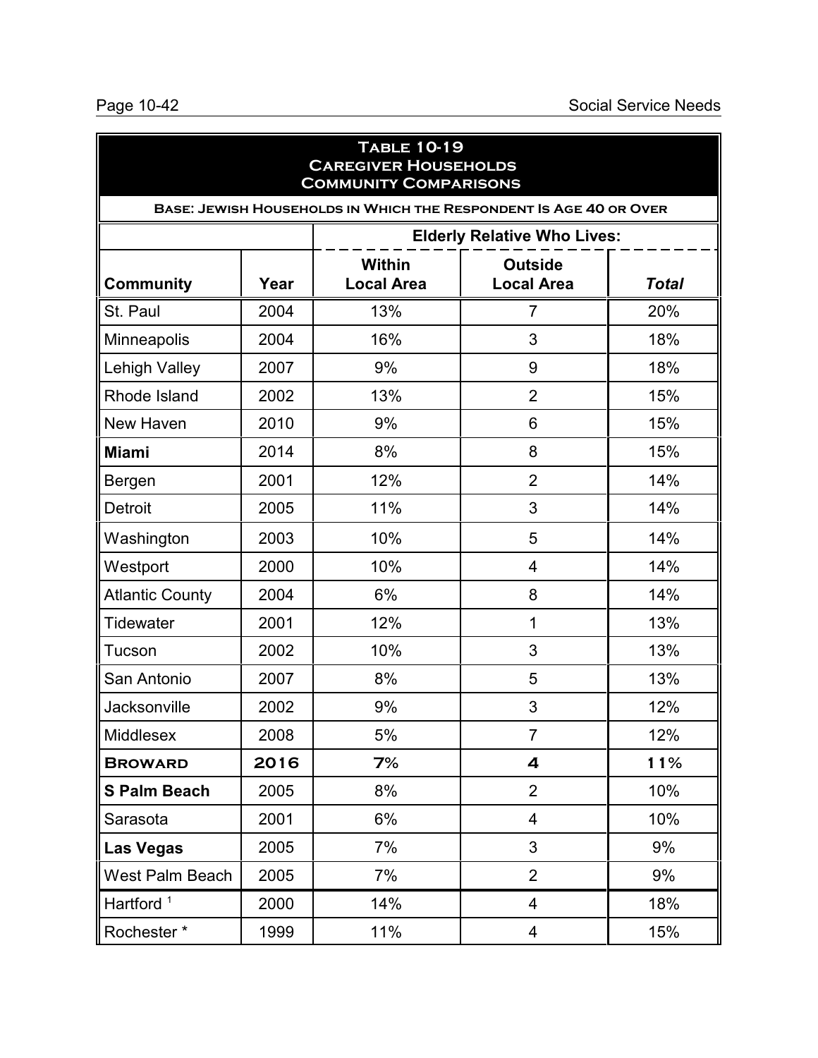## Table 10-19
## Caregiver Households
## Community Comparisons

**Base: Jewish Households in Which the Respondent Is Age 40 or Over**

| | | Elderly Relative Who Lives: | | |
|---|---|---|---|---|
| **Community** | **Year** | **Within Local Area** | **Outside Local Area** | ***Total*** |
| St. Paul | 2004 | 13% | 7 | 20% |
| Minneapolis | 2004 | 16% | 3 | 18% |
| Lehigh Valley | 2007 | 9% | 9 | 18% |
| Rhode Island | 2002 | 13% | 2 | 15% |
| New Haven | 2010 | 9% | 6 | 15% |
| **Miami** | 2014 | 8% | 8 | 15% |
| Bergen | 2001 | 12% | 2 | 14% |
| Detroit | 2005 | 11% | 3 | 14% |
| Washington | 2003 | 10% | 5 | 14% |
| Westport | 2000 | 10% | 4 | 14% |
| Atlantic County | 2004 | 6% | 8 | 14% |
| Tidewater | 2001 | 12% | 1 | 13% |
| Tucson | 2002 | 10% | 3 | 13% |
| San Antonio | 2007 | 8% | 5 | 13% |
| Jacksonville | 2002 | 9% | 3 | 12% |
| Middlesex | 2008 | 5% | 7 | 12% |
| **BROWARD** | **2016** | **7%** | **4** | **11%** |
| **S Palm Beach** | 2005 | 8% | 2 | 10% |
| Sarasota | 2001 | 6% | 4 | 10% |
| **Las Vegas** | 2005 | 7% | 3 | 9% |
| West Palm Beach | 2005 | 7% | 2 | 9% |
| Hartford [1] | 2000 | 14% | 4 | 18% |
| Rochester * | 1999 | 11% | 4 | 15% |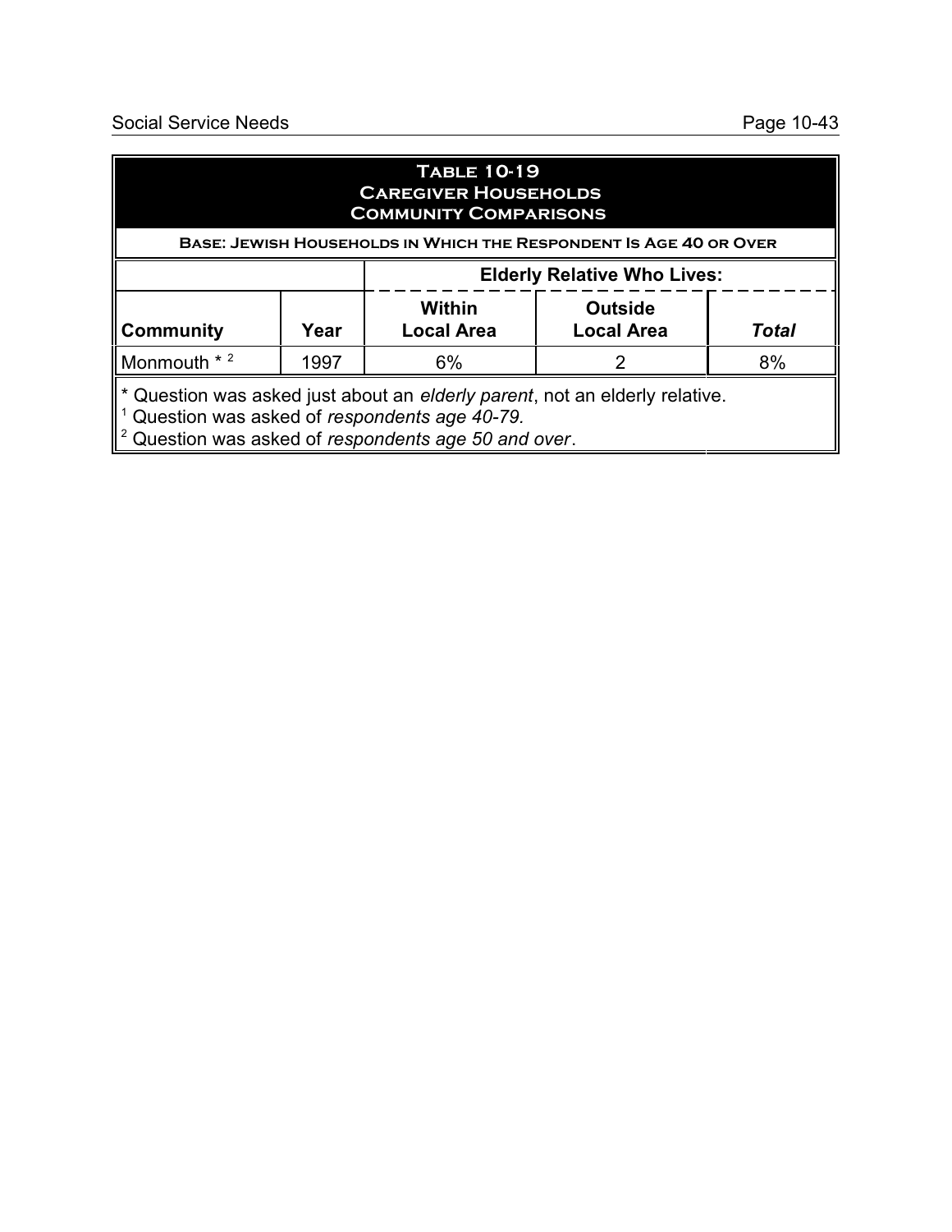**Table 10-19**
**Caregiver Households**
**Community Comparisons**

**Base: Jewish Households in Which the Respondent Is Age 40 or Over**

| | | Elderly Relative Who Lives: | | |
|---|---|---|---|---|
| **Community** | **Year** | **Within Local Area** | **Outside Local Area** | ***Total*** |
| Monmouth * [2] | 1997 | 6% | 2 | 8% |

\* Question was asked just about an *elderly parent*, not an elderly relative.
[1] Question was asked of *respondents age 40-79.*
[2] Question was asked of *respondents age 50 and over*.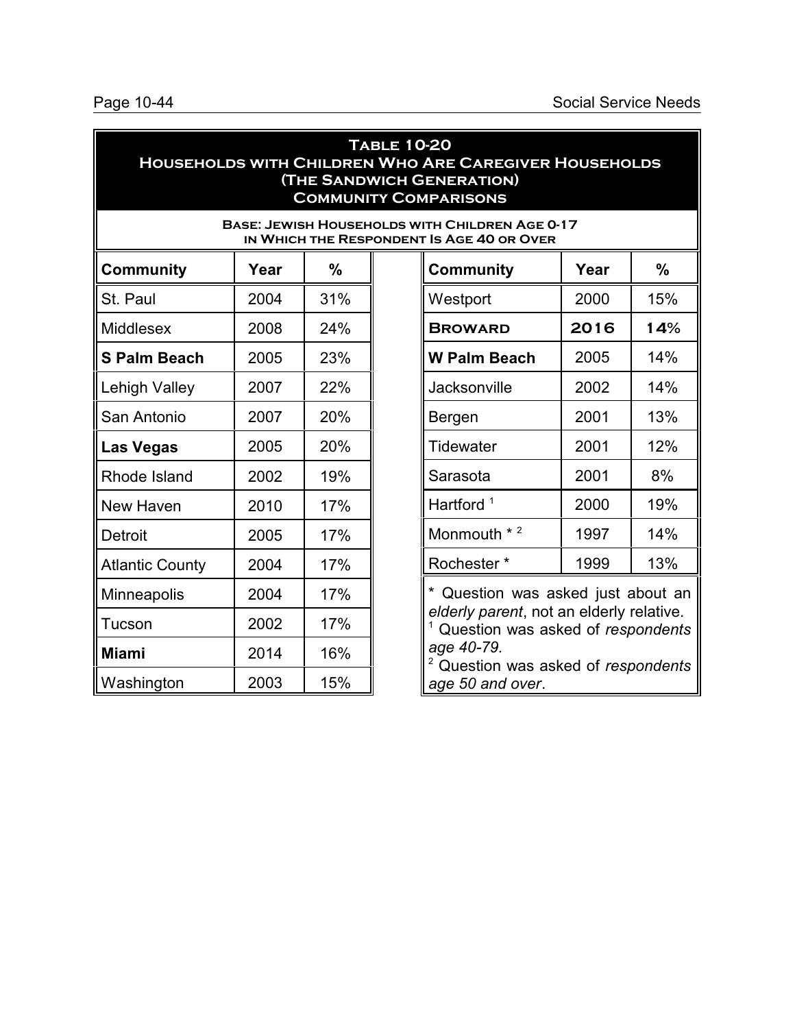## Table 10-20
## Households with Children Who Are Caregiver Households (The Sandwich Generation)
## Community Comparisons

**Base: Jewish Households with Children Age 0-17 in Which the Respondent Is Age 40 or Over**

| Community | Year | % |
|---|---|---|
| St. Paul | 2004 | 31% |
| Middlesex | 2008 | 24% |
| **S Palm Beach** | 2005 | 23% |
| Lehigh Valley | 2007 | 22% |
| San Antonio | 2007 | 20% |
| **Las Vegas** | 2005 | 20% |
| Rhode Island | 2002 | 19% |
| New Haven | 2010 | 17% |
| Detroit | 2005 | 17% |
| Atlantic County | 2004 | 17% |
| Minneapolis | 2004 | 17% |
| Tucson | 2002 | 17% |
| **Miami** | 2014 | 16% |
| Washington | 2003 | 15% |
| Westport | 2000 | 15% |
| **Broward** | **2016** | **14%** |
| **W Palm Beach** | 2005 | 14% |
| Jacksonville | 2002 | 14% |
| Bergen | 2001 | 13% |
| Tidewater | 2001 | 12% |
| Sarasota | 2001 | 8% |
| Hartford [1] | 2000 | 19% |
| Monmouth * [2] | 1997 | 14% |
| Rochester * | 1999 | 13% |

\* Question was asked just about an *elderly parent*, not an elderly relative.
[1] Question was asked of *respondents age 40-79.*
[2] Question was asked of *respondents age 50 and over*.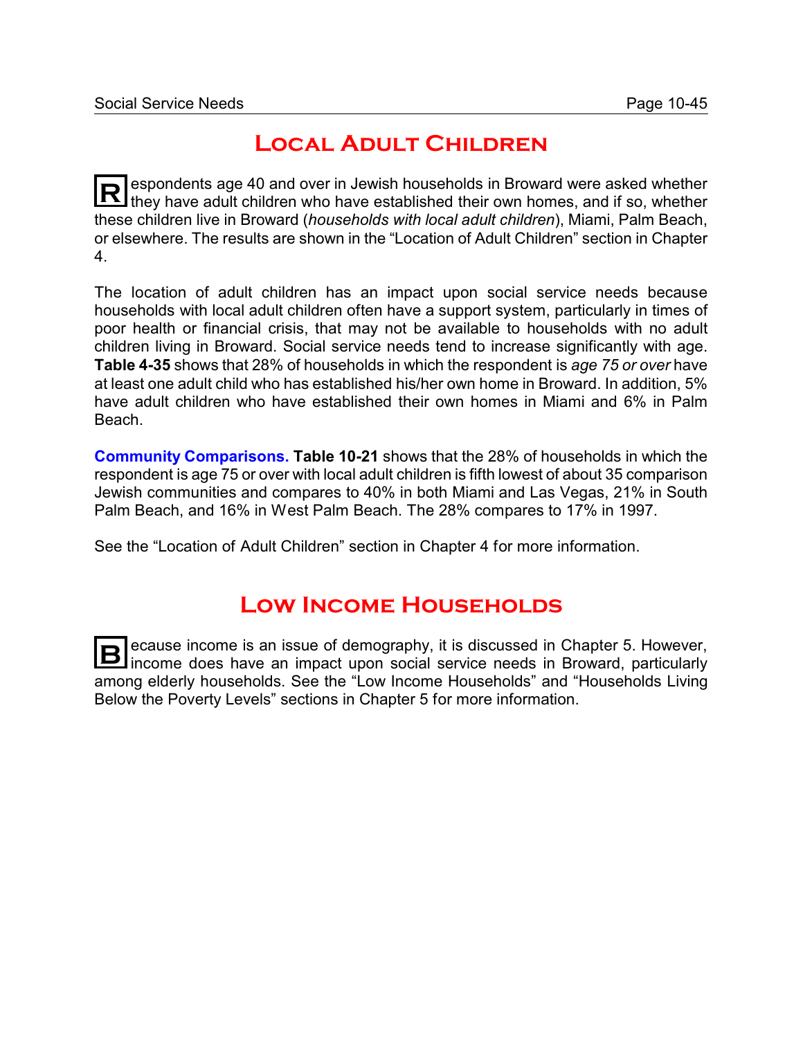## Local Adult Children

Respondents age 40 and over in Jewish households in Broward were asked whether they have adult children who have established their own homes, and if so, whether these children live in Broward (*households with local adult children*), Miami, Palm Beach, or elsewhere. The results are shown in the "Location of Adult Children" section in Chapter 4.

The location of adult children has an impact upon social service needs because households with local adult children often have a support system, particularly in times of poor health or financial crisis, that may not be available to households with no adult children living in Broward. Social service needs tend to increase significantly with age. **Table 4-35** shows that 28% of households in which the respondent is *age 75 or over* have at least one adult child who has established his/her own home in Broward. In addition, 5% have adult children who have established their own homes in Miami and 6% in Palm Beach.

**Community Comparisons. Table 10-21** shows that the 28% of households in which the respondent is age 75 or over with local adult children is fifth lowest of about 35 comparison Jewish communities and compares to 40% in both Miami and Las Vegas, 21% in South Palm Beach, and 16% in West Palm Beach. The 28% compares to 17% in 1997.

See the "Location of Adult Children" section in Chapter 4 for more information.

## Low Income Households

Because income is an issue of demography, it is discussed in Chapter 5. However, income does have an impact upon social service needs in Broward, particularly among elderly households. See the "Low Income Households" and "Households Living Below the Poverty Levels" sections in Chapter 5 for more information.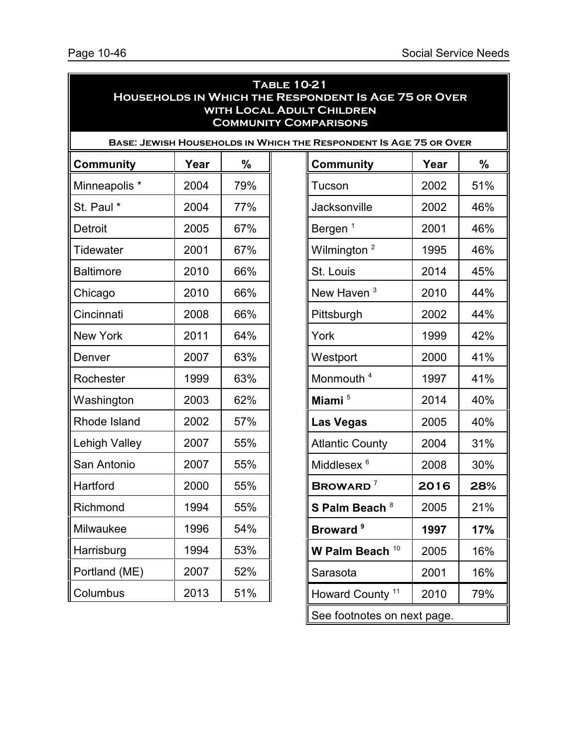## Table 10-21
## Households in Which the Respondent Is Age 75 or Over with Local Adult Children
## Community Comparisons

**Base: Jewish Households in Which the Respondent Is Age 75 or Over**

| Community | Year | % | Community | Year | % |
|---|---|---|---|---|---|
| Minneapolis * | 2004 | 79% | Tucson | 2002 | 51% |
| St. Paul * | 2004 | 77% | Jacksonville | 2002 | 46% |
| Detroit | 2005 | 67% | Bergen [1] | 2001 | 46% |
| Tidewater | 2001 | 67% | Wilmington [2] | 1995 | 46% |
| Baltimore | 2010 | 66% | St. Louis | 2014 | 45% |
| Chicago | 2010 | 66% | New Haven [3] | 2010 | 44% |
| Cincinnati | 2008 | 66% | Pittsburgh | 2002 | 44% |
| New York | 2011 | 64% | York | 1999 | 42% |
| Denver | 2007 | 63% | Westport | 2000 | 41% |
| Rochester | 1999 | 63% | Monmouth [4] | 1997 | 41% |
| Washington | 2003 | 62% | **Miami** [5] | 2014 | 40% |
| Rhode Island | 2002 | 57% | **Las Vegas** | 2005 | 40% |
| Lehigh Valley | 2007 | 55% | Atlantic County | 2004 | 31% |
| San Antonio | 2007 | 55% | Middlesex [6] | 2008 | 30% |
| Hartford | 2000 | 55% | **BROWARD** [7] | **2016** | **28%** |
| Richmond | 1994 | 55% | **S Palm Beach** [8] | 2005 | 21% |
| Milwaukee | 1996 | 54% | **Broward** [9] | **1997** | **17%** |
| Harrisburg | 1994 | 53% | **W Palm Beach** [10] | 2005 | 16% |
| Portland (ME) | 2007 | 52% | Sarasota | 2001 | 16% |
| Columbus | 2013 | 51% | Howard County [11] | 2010 | 79% |

See footnotes on next page.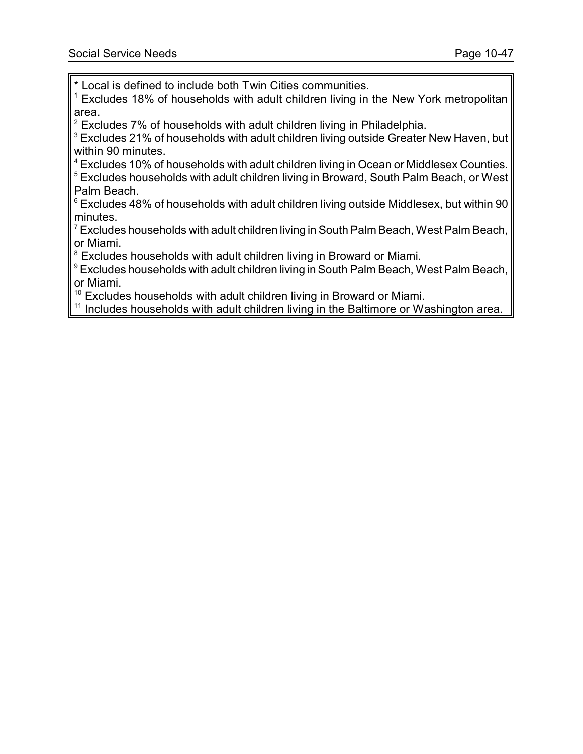* Local is defined to include both Twin Cities communities.

[1] Excludes 18% of households with adult children living in the New York metropolitan area.

[2] Excludes 7% of households with adult children living in Philadelphia.

[3] Excludes 21% of households with adult children living outside Greater New Haven, but within 90 minutes.

[4] Excludes 10% of households with adult children living in Ocean or Middlesex Counties.

[5] Excludes households with adult children living in Broward, South Palm Beach, or West Palm Beach.

[6] Excludes 48% of households with adult children living outside Middlesex, but within 90 minutes.

[7] Excludes households with adult children living in South Palm Beach, West Palm Beach, or Miami.

[8] Excludes households with adult children living in Broward or Miami.

[9] Excludes households with adult children living in South Palm Beach, West Palm Beach, or Miami.

[10] Excludes households with adult children living in Broward or Miami.

[11] Includes households with adult children living in the Baltimore or Washington area.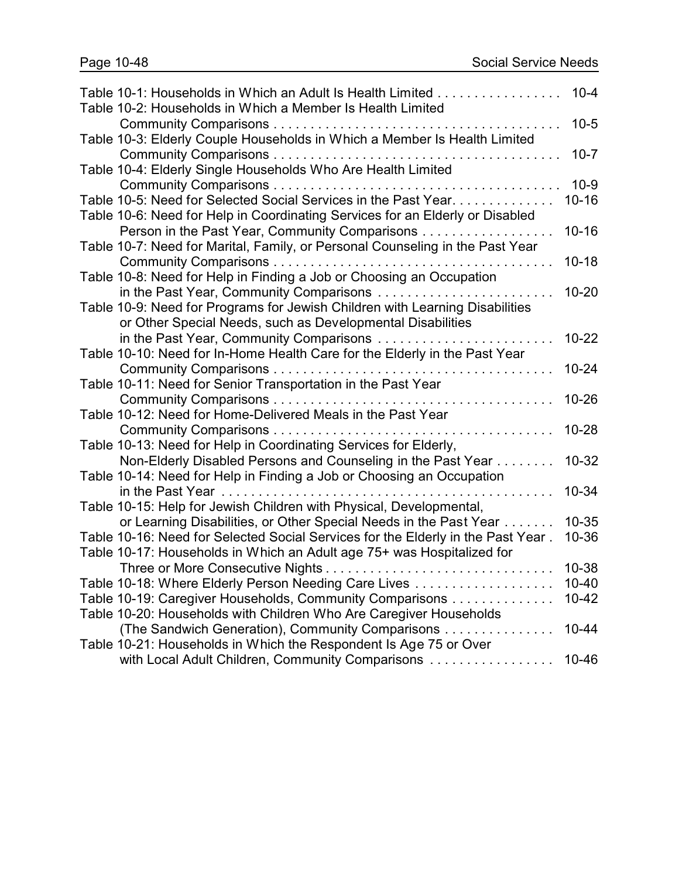Table 10-1: Households in Which an Adult Is Health Limited . . . . . . . . . . . . . . . . . 10-4
Table 10-2: Households in Which a Member Is Health Limited
Community Comparisons . . . . . . . . . . . . . . . . . . . . . . . . . . . . . . . . . . . . . . 10-5
Table 10-3: Elderly Couple Households in Which a Member Is Health Limited
Community Comparisons . . . . . . . . . . . . . . . . . . . . . . . . . . . . . . . . . . . . . . 10-7
Table 10-4: Elderly Single Households Who Are Health Limited
Community Comparisons . . . . . . . . . . . . . . . . . . . . . . . . . . . . . . . . . . . . . . 10-9
Table 10-5: Need for Selected Social Services in the Past Year. . . . . . . . . . . . . . 10-16
Table 10-6: Need for Help in Coordinating Services for an Elderly or Disabled
Person in the Past Year, Community Comparisons . . . . . . . . . . . . . . . . . . 10-16
Table 10-7: Need for Marital, Family, or Personal Counseling in the Past Year
Community Comparisons . . . . . . . . . . . . . . . . . . . . . . . . . . . . . . . . . . . . . . 10-18
Table 10-8: Need for Help in Finding a Job or Choosing an Occupation
in the Past Year, Community Comparisons . . . . . . . . . . . . . . . . . . . . . . . . 10-20
Table 10-9: Need for Programs for Jewish Children with Learning Disabilities
or Other Special Needs, such as Developmental Disabilities
in the Past Year, Community Comparisons . . . . . . . . . . . . . . . . . . . . . . . . 10-22
Table 10-10: Need for In-Home Health Care for the Elderly in the Past Year
Community Comparisons . . . . . . . . . . . . . . . . . . . . . . . . . . . . . . . . . . . . . . 10-24
Table 10-11: Need for Senior Transportation in the Past Year
Community Comparisons . . . . . . . . . . . . . . . . . . . . . . . . . . . . . . . . . . . . . . 10-26
Table 10-12: Need for Home-Delivered Meals in the Past Year
Community Comparisons . . . . . . . . . . . . . . . . . . . . . . . . . . . . . . . . . . . . . . 10-28
Table 10-13: Need for Help in Coordinating Services for Elderly,
Non-Elderly Disabled Persons and Counseling in the Past Year . . . . . . . . 10-32
Table 10-14: Need for Help in Finding a Job or Choosing an Occupation
in the Past Year . . . . . . . . . . . . . . . . . . . . . . . . . . . . . . . . . . . . . . . . . . . . . 10-34
Table 10-15: Help for Jewish Children with Physical, Developmental,
or Learning Disabilities, or Other Special Needs in the Past Year . . . . . . . 10-35
Table 10-16: Need for Selected Social Services for the Elderly in the Past Year . 10-36
Table 10-17: Households in Which an Adult age 75+ was Hospitalized for
Three or More Consecutive Nights . . . . . . . . . . . . . . . . . . . . . . . . . . . . . . . 10-38
Table 10-18: Where Elderly Person Needing Care Lives . . . . . . . . . . . . . . . . . . . 10-40
Table 10-19: Caregiver Households, Community Comparisons . . . . . . . . . . . . . . 10-42
Table 10-20: Households with Children Who Are Caregiver Households
(The Sandwich Generation), Community Comparisons . . . . . . . . . . . . . . . 10-44
Table 10-21: Households in Which the Respondent Is Age 75 or Over
with Local Adult Children, Community Comparisons . . . . . . . . . . . . . . . . . 10-46